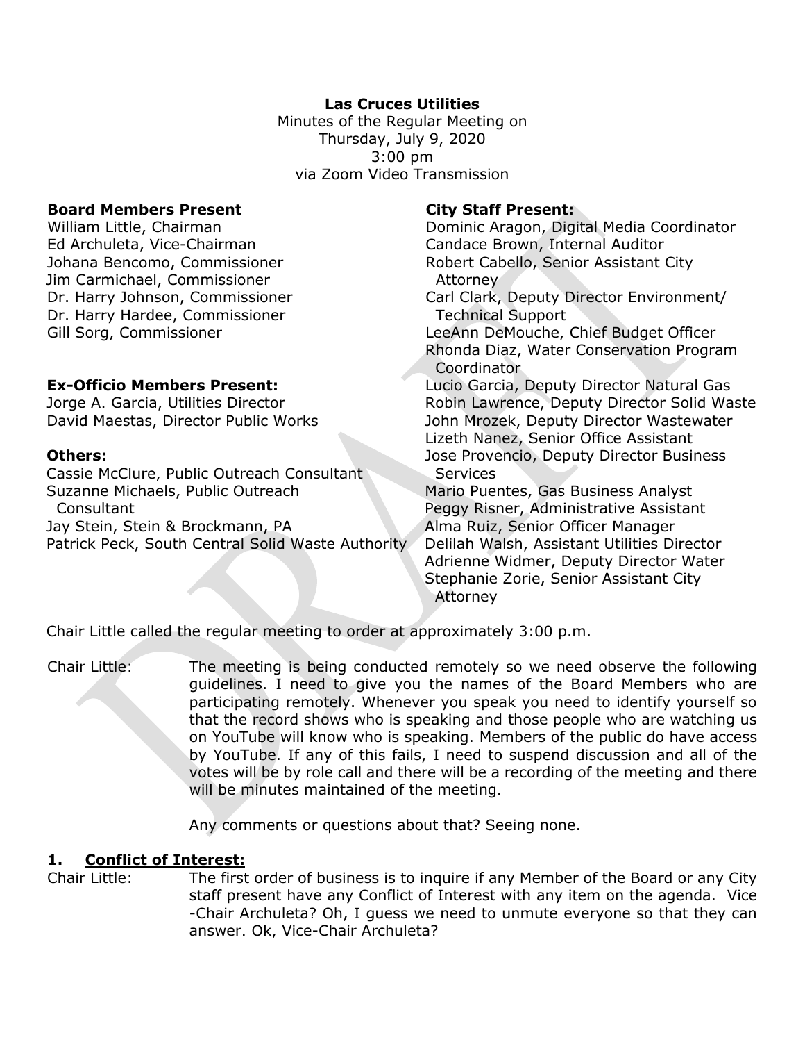**Las Cruces Utilities**
Minutes of the Regular Meeting on
Thursday, July 9, 2020
3:00 pm
via Zoom Video Transmission

**Board Members Present**
William Little, Chairman
Ed Archuleta, Vice-Chairman
Johana Bencomo, Commissioner
Jim Carmichael, Commissioner
Dr. Harry Johnson, Commissioner
Dr. Harry Hardee, Commissioner
Gill Sorg, Commissioner

**Ex-Officio Members Present:**
Jorge A. Garcia, Utilities Director
David Maestas, Director Public Works

**Others:**
Cassie McClure, Public Outreach Consultant
Suzanne Michaels, Public Outreach Consultant
Jay Stein, Stein & Brockmann, PA
Patrick Peck, South Central Solid Waste Authority

**City Staff Present:**
Dominic Aragon, Digital Media Coordinator
Candace Brown, Internal Auditor
Robert Cabello, Senior Assistant City Attorney
Carl Clark, Deputy Director Environment/ Technical Support
LeeAnn DeMouche, Chief Budget Officer
Rhonda Diaz, Water Conservation Program Coordinator
Lucio Garcia, Deputy Director Natural Gas
Robin Lawrence, Deputy Director Solid Waste
John Mrozek, Deputy Director Wastewater
Lizeth Nanez, Senior Office Assistant
Jose Provencio, Deputy Director Business Services
Mario Puentes, Gas Business Analyst
Peggy Risner, Administrative Assistant
Alma Ruiz, Senior Officer Manager
Delilah Walsh, Assistant Utilities Director
Adrienne Widmer, Deputy Director Water
Stephanie Zorie, Senior Assistant City Attorney

Chair Little called the regular meeting to order at approximately 3:00 p.m.

Chair Little: The meeting is being conducted remotely so we need observe the following guidelines. I need to give you the names of the Board Members who are participating remotely. Whenever you speak you need to identify yourself so that the record shows who is speaking and those people who are watching us on YouTube will know who is speaking. Members of the public do have access by YouTube. If any of this fails, I need to suspend discussion and all of the votes will be by role call and there will be a recording of the meeting and there will be minutes maintained of the meeting.

Any comments or questions about that? Seeing none.

**1. Conflict of Interest:**

Chair Little: The first order of business is to inquire if any Member of the Board or any City staff present have any Conflict of Interest with any item on the agenda. Vice -Chair Archuleta? Oh, I guess we need to unmute everyone so that they can answer. Ok, Vice-Chair Archuleta?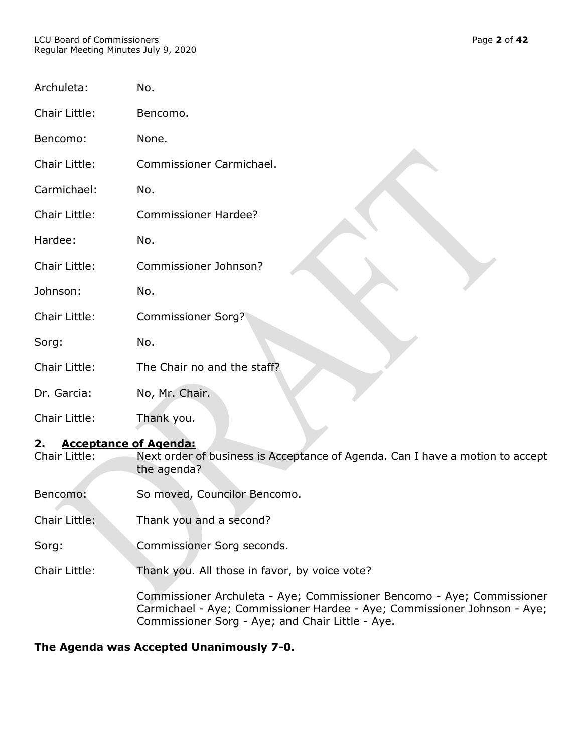Archuleta: No.

Chair Little: Bencomo.

Bencomo: None.

Chair Little: Commissioner Carmichael.

Carmichael: No.

Chair Little: Commissioner Hardee?

Hardee: No.

Chair Little: Commissioner Johnson?

Johnson: No.

Chair Little: Commissioner Sorg?

Sorg: No.

Chair Little: The Chair no and the staff?

Dr. Garcia: No, Mr. Chair.

Chair Little: Thank you.

## 2. Acceptance of Agenda:

Chair Little: Next order of business is Acceptance of Agenda. Can I have a motion to accept the agenda?

Bencomo: So moved, Councilor Bencomo.

Chair Little: Thank you and a second?

Sorg: Commissioner Sorg seconds.

Chair Little: Thank you. All those in favor, by voice vote?

Commissioner Archuleta - Aye; Commissioner Bencomo - Aye; Commissioner Carmichael - Aye; Commissioner Hardee - Aye; Commissioner Johnson - Aye; Commissioner Sorg - Aye; and Chair Little - Aye.

**The Agenda was Accepted Unanimously 7-0.**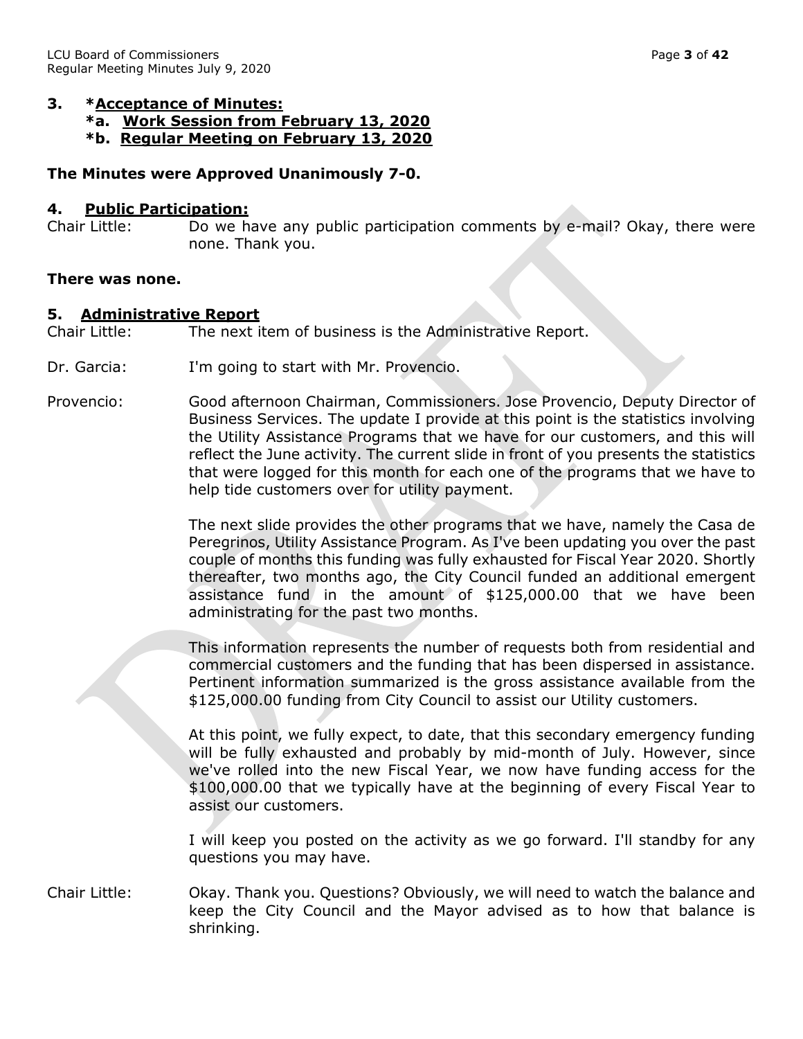## 3. *Acceptance of Minutes:

### *a. Work Session from February 13, 2020

### *b. Regular Meeting on February 13, 2020

**The Minutes were Approved Unanimously 7-0.**

## 4. Public Participation:

Chair Little: Do we have any public participation comments by e-mail? Okay, there were none. Thank you.

**There was none.**

## 5. Administrative Report

Chair Little: The next item of business is the Administrative Report.

Dr. Garcia: I'm going to start with Mr. Provencio.

Provencio: Good afternoon Chairman, Commissioners. Jose Provencio, Deputy Director of Business Services. The update I provide at this point is the statistics involving the Utility Assistance Programs that we have for our customers, and this will reflect the June activity. The current slide in front of you presents the statistics that were logged for this month for each one of the programs that we have to help tide customers over for utility payment.

The next slide provides the other programs that we have, namely the Casa de Peregrinos, Utility Assistance Program. As I've been updating you over the past couple of months this funding was fully exhausted for Fiscal Year 2020. Shortly thereafter, two months ago, the City Council funded an additional emergent assistance fund in the amount of $125,000.00 that we have been administrating for the past two months.

This information represents the number of requests both from residential and commercial customers and the funding that has been dispersed in assistance. Pertinent information summarized is the gross assistance available from the $125,000.00 funding from City Council to assist our Utility customers.

At this point, we fully expect, to date, that this secondary emergency funding will be fully exhausted and probably by mid-month of July. However, since we've rolled into the new Fiscal Year, we now have funding access for the $100,000.00 that we typically have at the beginning of every Fiscal Year to assist our customers.

I will keep you posted on the activity as we go forward. I'll standby for any questions you may have.

Chair Little: Okay. Thank you. Questions? Obviously, we will need to watch the balance and keep the City Council and the Mayor advised as to how that balance is shrinking.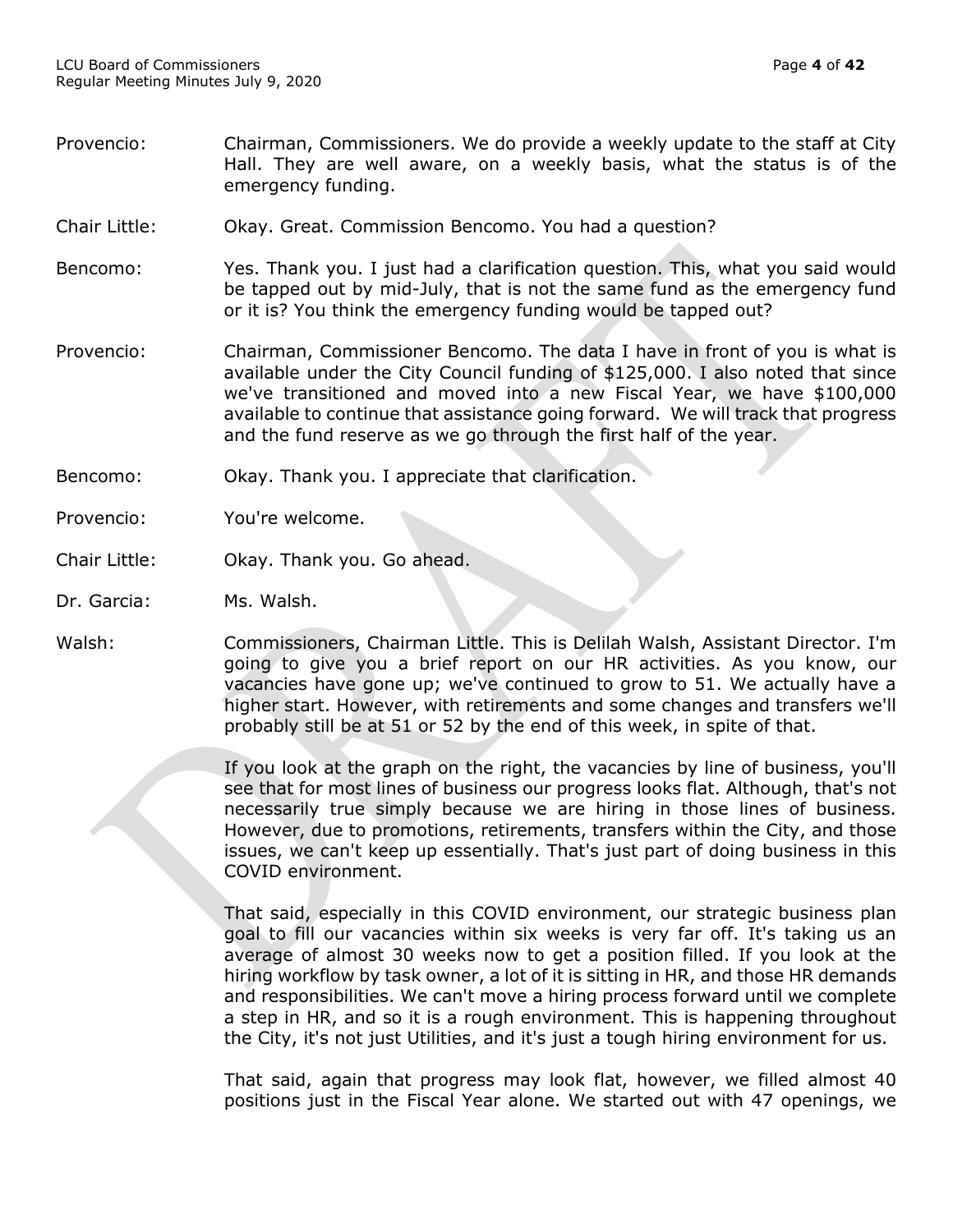Provencio: Chairman, Commissioners. We do provide a weekly update to the staff at City Hall. They are well aware, on a weekly basis, what the status is of the emergency funding.

Chair Little: Okay. Great. Commission Bencomo. You had a question?

Bencomo: Yes. Thank you. I just had a clarification question. This, what you said would be tapped out by mid-July, that is not the same fund as the emergency fund or it is? You think the emergency funding would be tapped out?

Provencio: Chairman, Commissioner Bencomo. The data I have in front of you is what is available under the City Council funding of $125,000. I also noted that since we've transitioned and moved into a new Fiscal Year, we have $100,000 available to continue that assistance going forward. We will track that progress and the fund reserve as we go through the first half of the year.

Bencomo: Okay. Thank you. I appreciate that clarification.

Provencio: You're welcome.

Chair Little: Okay. Thank you. Go ahead.

Dr. Garcia: Ms. Walsh.

Walsh: Commissioners, Chairman Little. This is Delilah Walsh, Assistant Director. I'm going to give you a brief report on our HR activities. As you know, our vacancies have gone up; we've continued to grow to 51. We actually have a higher start. However, with retirements and some changes and transfers we'll probably still be at 51 or 52 by the end of this week, in spite of that.

If you look at the graph on the right, the vacancies by line of business, you'll see that for most lines of business our progress looks flat. Although, that's not necessarily true simply because we are hiring in those lines of business. However, due to promotions, retirements, transfers within the City, and those issues, we can't keep up essentially. That's just part of doing business in this COVID environment.

That said, especially in this COVID environment, our strategic business plan goal to fill our vacancies within six weeks is very far off. It's taking us an average of almost 30 weeks now to get a position filled. If you look at the hiring workflow by task owner, a lot of it is sitting in HR, and those HR demands and responsibilities. We can't move a hiring process forward until we complete a step in HR, and so it is a rough environment. This is happening throughout the City, it's not just Utilities, and it's just a tough hiring environment for us.

That said, again that progress may look flat, however, we filled almost 40 positions just in the Fiscal Year alone. We started out with 47 openings, we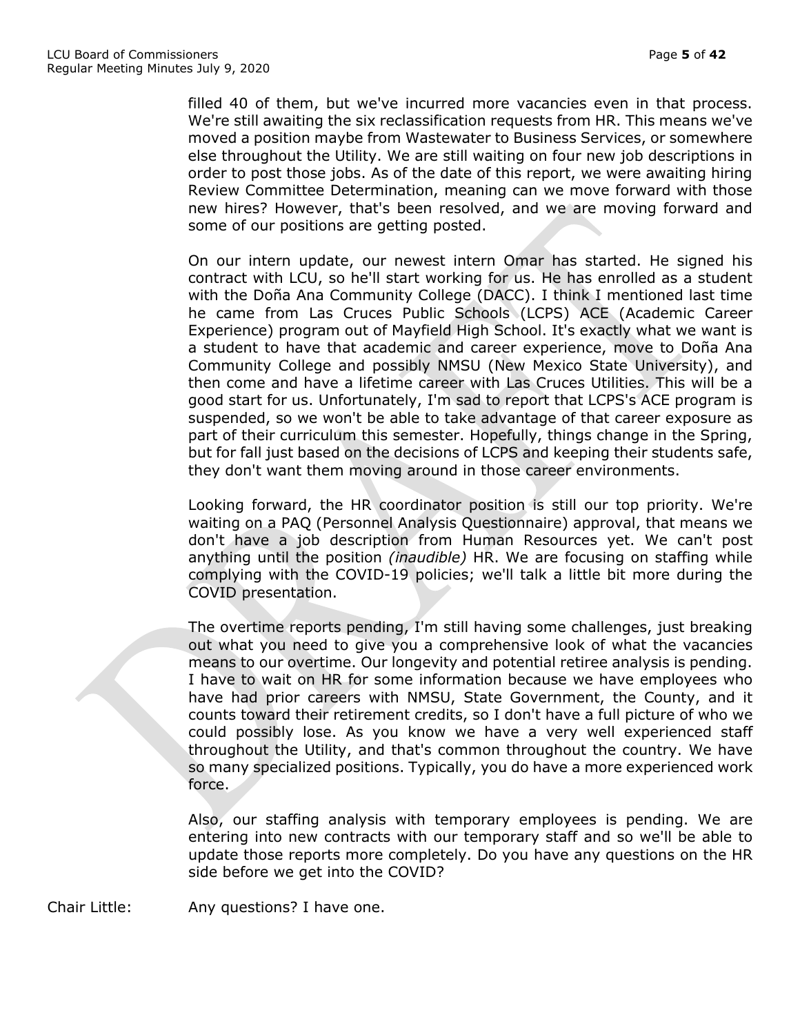filled 40 of them, but we've incurred more vacancies even in that process. We're still awaiting the six reclassification requests from HR. This means we've moved a position maybe from Wastewater to Business Services, or somewhere else throughout the Utility. We are still waiting on four new job descriptions in order to post those jobs. As of the date of this report, we were awaiting hiring Review Committee Determination, meaning can we move forward with those new hires? However, that's been resolved, and we are moving forward and some of our positions are getting posted.

On our intern update, our newest intern Omar has started. He signed his contract with LCU, so he'll start working for us. He has enrolled as a student with the Doña Ana Community College (DACC). I think I mentioned last time he came from Las Cruces Public Schools (LCPS) ACE (Academic Career Experience) program out of Mayfield High School. It's exactly what we want is a student to have that academic and career experience, move to Doña Ana Community College and possibly NMSU (New Mexico State University), and then come and have a lifetime career with Las Cruces Utilities. This will be a good start for us. Unfortunately, I'm sad to report that LCPS's ACE program is suspended, so we won't be able to take advantage of that career exposure as part of their curriculum this semester. Hopefully, things change in the Spring, but for fall just based on the decisions of LCPS and keeping their students safe, they don't want them moving around in those career environments.

Looking forward, the HR coordinator position is still our top priority. We're waiting on a PAQ (Personnel Analysis Questionnaire) approval, that means we don't have a job description from Human Resources yet. We can't post anything until the position *(inaudible)* HR. We are focusing on staffing while complying with the COVID-19 policies; we'll talk a little bit more during the COVID presentation.

The overtime reports pending, I'm still having some challenges, just breaking out what you need to give you a comprehensive look of what the vacancies means to our overtime. Our longevity and potential retiree analysis is pending. I have to wait on HR for some information because we have employees who have had prior careers with NMSU, State Government, the County, and it counts toward their retirement credits, so I don't have a full picture of who we could possibly lose. As you know we have a very well experienced staff throughout the Utility, and that's common throughout the country. We have so many specialized positions. Typically, you do have a more experienced work force.

Also, our staffing analysis with temporary employees is pending. We are entering into new contracts with our temporary staff and so we'll be able to update those reports more completely. Do you have any questions on the HR side before we get into the COVID?

Chair Little: Any questions? I have one.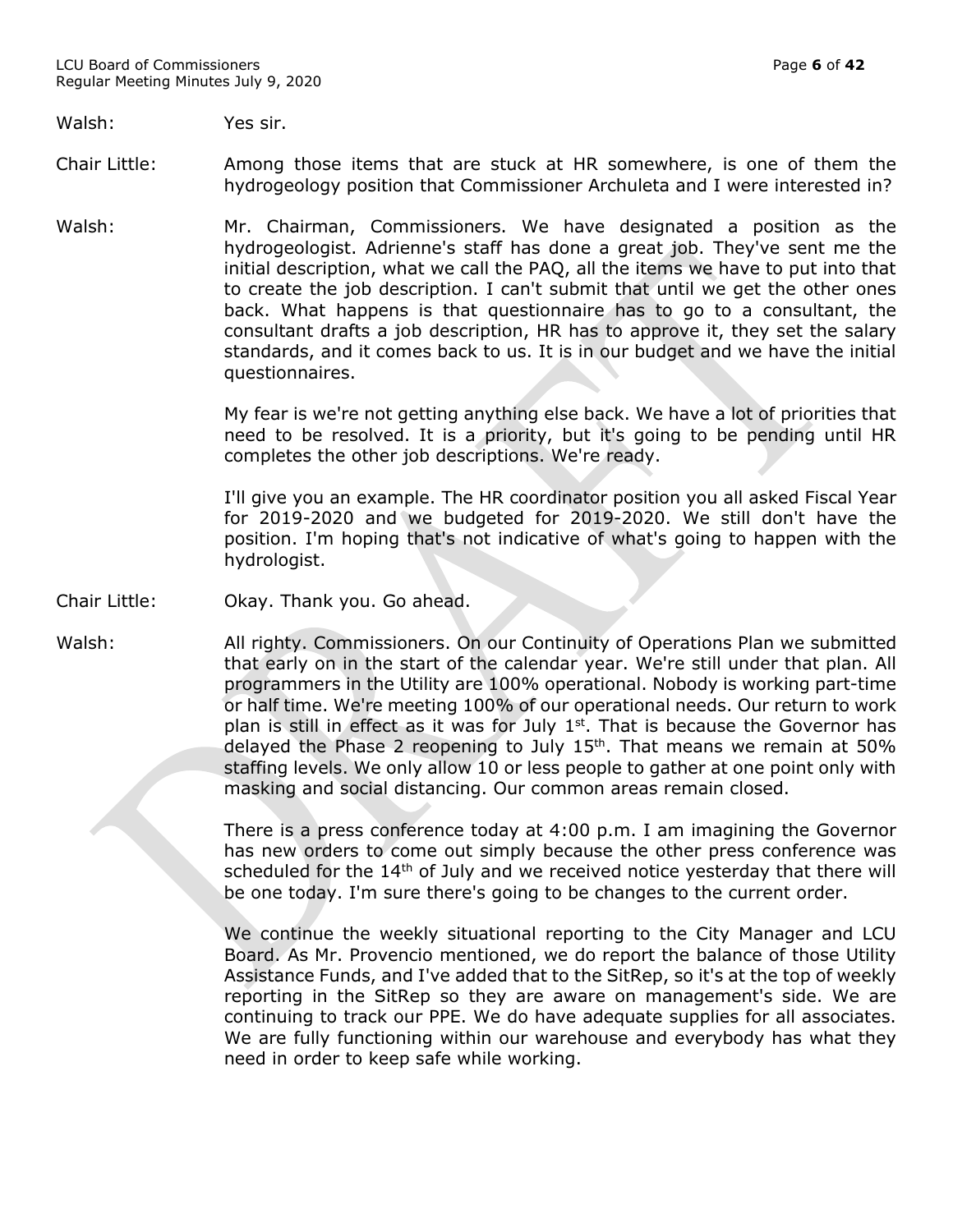Walsh: Yes sir.

Chair Little: Among those items that are stuck at HR somewhere, is one of them the hydrogeology position that Commissioner Archuleta and I were interested in?

Walsh: Mr. Chairman, Commissioners. We have designated a position as the hydrogeologist. Adrienne's staff has done a great job. They've sent me the initial description, what we call the PAQ, all the items we have to put into that to create the job description. I can't submit that until we get the other ones back. What happens is that questionnaire has to go to a consultant, the consultant drafts a job description, HR has to approve it, they set the salary standards, and it comes back to us. It is in our budget and we have the initial questionnaires.

My fear is we're not getting anything else back. We have a lot of priorities that need to be resolved. It is a priority, but it's going to be pending until HR completes the other job descriptions. We're ready.

I'll give you an example. The HR coordinator position you all asked Fiscal Year for 2019-2020 and we budgeted for 2019-2020. We still don't have the position. I'm hoping that's not indicative of what's going to happen with the hydrologist.

Chair Little: Okay. Thank you. Go ahead.

Walsh: All righty. Commissioners. On our Continuity of Operations Plan we submitted that early on in the start of the calendar year. We're still under that plan. All programmers in the Utility are 100% operational. Nobody is working part-time or half time. We're meeting 100% of our operational needs. Our return to work plan is still in effect as it was for July 1st. That is because the Governor has delayed the Phase 2 reopening to July 15th. That means we remain at 50% staffing levels. We only allow 10 or less people to gather at one point only with masking and social distancing. Our common areas remain closed.

There is a press conference today at 4:00 p.m. I am imagining the Governor has new orders to come out simply because the other press conference was scheduled for the 14th of July and we received notice yesterday that there will be one today. I'm sure there's going to be changes to the current order.

We continue the weekly situational reporting to the City Manager and LCU Board. As Mr. Provencio mentioned, we do report the balance of those Utility Assistance Funds, and I've added that to the SitRep, so it's at the top of weekly reporting in the SitRep so they are aware on management's side. We are continuing to track our PPE. We do have adequate supplies for all associates. We are fully functioning within our warehouse and everybody has what they need in order to keep safe while working.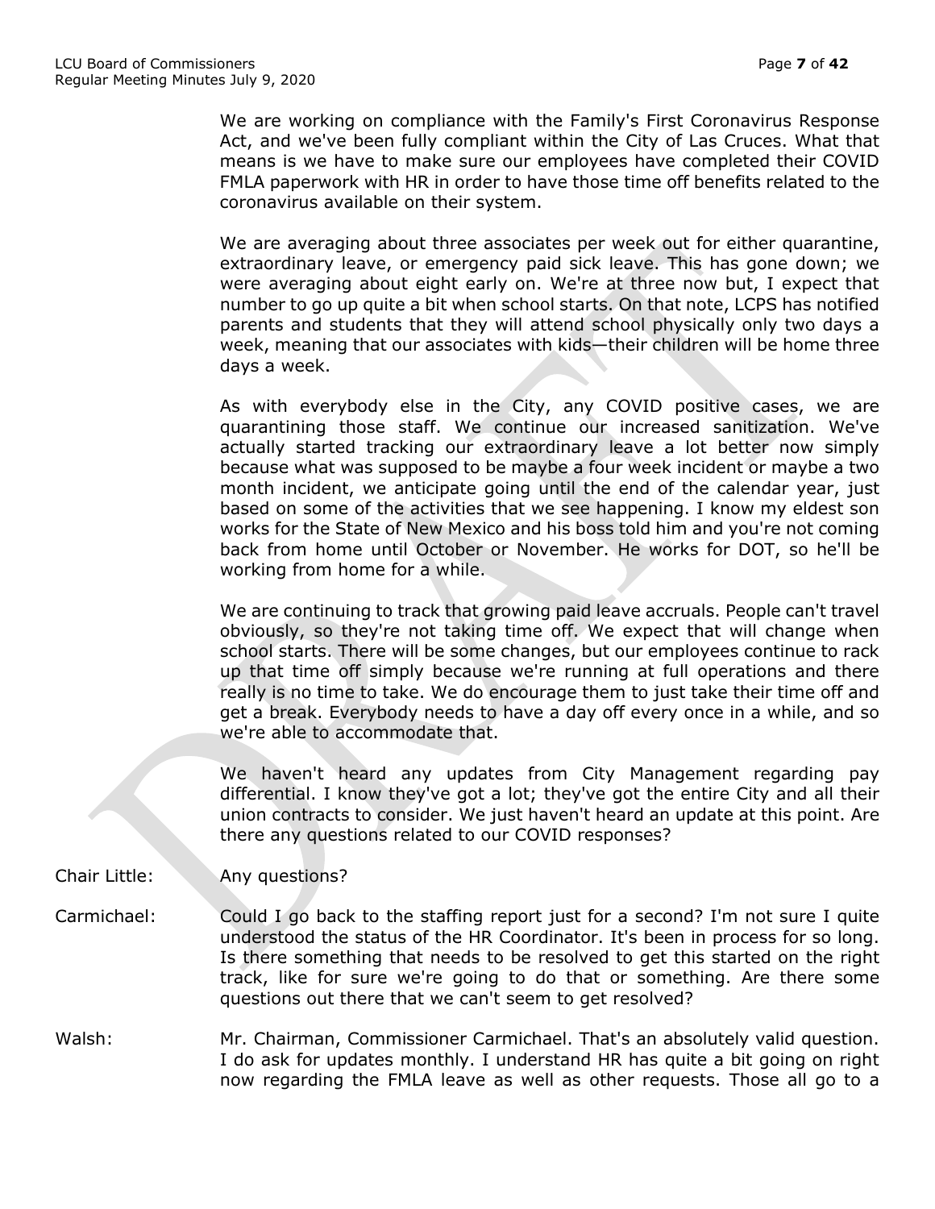We are working on compliance with the Family's First Coronavirus Response Act, and we've been fully compliant within the City of Las Cruces. What that means is we have to make sure our employees have completed their COVID FMLA paperwork with HR in order to have those time off benefits related to the coronavirus available on their system.

We are averaging about three associates per week out for either quarantine, extraordinary leave, or emergency paid sick leave. This has gone down; we were averaging about eight early on. We're at three now but, I expect that number to go up quite a bit when school starts. On that note, LCPS has notified parents and students that they will attend school physically only two days a week, meaning that our associates with kids—their children will be home three days a week.

As with everybody else in the City, any COVID positive cases, we are quarantining those staff. We continue our increased sanitization. We've actually started tracking our extraordinary leave a lot better now simply because what was supposed to be maybe a four week incident or maybe a two month incident, we anticipate going until the end of the calendar year, just based on some of the activities that we see happening. I know my eldest son works for the State of New Mexico and his boss told him and you're not coming back from home until October or November. He works for DOT, so he'll be working from home for a while.

We are continuing to track that growing paid leave accruals. People can't travel obviously, so they're not taking time off. We expect that will change when school starts. There will be some changes, but our employees continue to rack up that time off simply because we're running at full operations and there really is no time to take. We do encourage them to just take their time off and get a break. Everybody needs to have a day off every once in a while, and so we're able to accommodate that.

We haven't heard any updates from City Management regarding pay differential. I know they've got a lot; they've got the entire City and all their union contracts to consider. We just haven't heard an update at this point. Are there any questions related to our COVID responses?

Chair Little: Any questions?

Carmichael: Could I go back to the staffing report just for a second? I'm not sure I quite understood the status of the HR Coordinator. It's been in process for so long. Is there something that needs to be resolved to get this started on the right track, like for sure we're going to do that or something. Are there some questions out there that we can't seem to get resolved?

Walsh: Mr. Chairman, Commissioner Carmichael. That's an absolutely valid question. I do ask for updates monthly. I understand HR has quite a bit going on right now regarding the FMLA leave as well as other requests. Those all go to a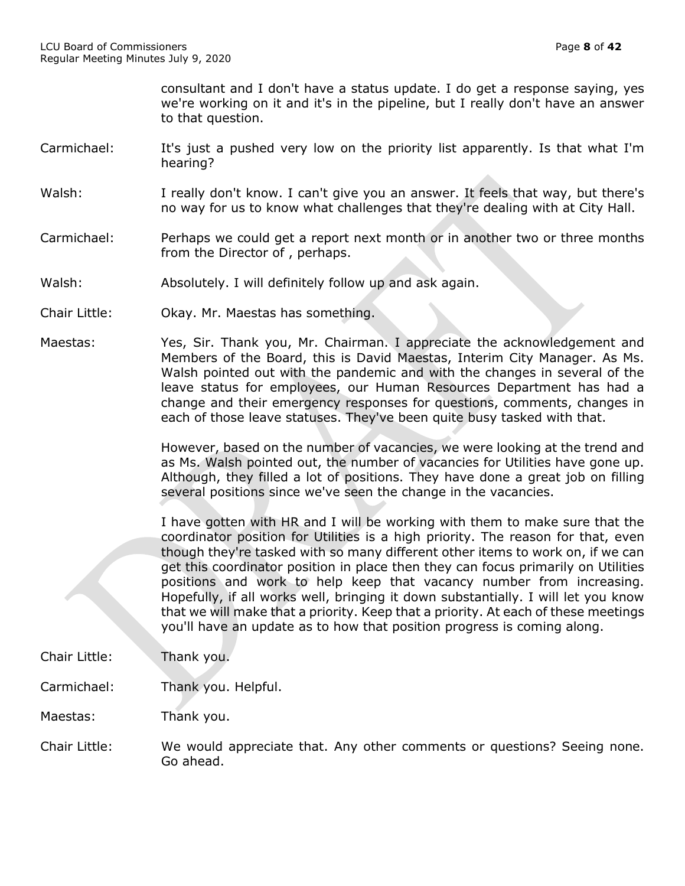consultant and I don't have a status update. I do get a response saying, yes we're working on it and it's in the pipeline, but I really don't have an answer to that question.

Carmichael: It's just a pushed very low on the priority list apparently. Is that what I'm hearing?

Walsh: I really don't know. I can't give you an answer. It feels that way, but there's no way for us to know what challenges that they're dealing with at City Hall.

Carmichael: Perhaps we could get a report next month or in another two or three months from the Director of , perhaps.

Walsh: Absolutely. I will definitely follow up and ask again.

Chair Little: Okay. Mr. Maestas has something.

Maestas: Yes, Sir. Thank you, Mr. Chairman. I appreciate the acknowledgement and Members of the Board, this is David Maestas, Interim City Manager. As Ms. Walsh pointed out with the pandemic and with the changes in several of the leave status for employees, our Human Resources Department has had a change and their emergency responses for questions, comments, changes in each of those leave statuses. They've been quite busy tasked with that.

However, based on the number of vacancies, we were looking at the trend and as Ms. Walsh pointed out, the number of vacancies for Utilities have gone up. Although, they filled a lot of positions. They have done a great job on filling several positions since we've seen the change in the vacancies.

I have gotten with HR and I will be working with them to make sure that the coordinator position for Utilities is a high priority. The reason for that, even though they're tasked with so many different other items to work on, if we can get this coordinator position in place then they can focus primarily on Utilities positions and work to help keep that vacancy number from increasing. Hopefully, if all works well, bringing it down substantially. I will let you know that we will make that a priority. Keep that a priority. At each of these meetings you'll have an update as to how that position progress is coming along.

Chair Little: Thank you.

Carmichael: Thank you. Helpful.

Maestas: Thank you.

Chair Little: We would appreciate that. Any other comments or questions? Seeing none. Go ahead.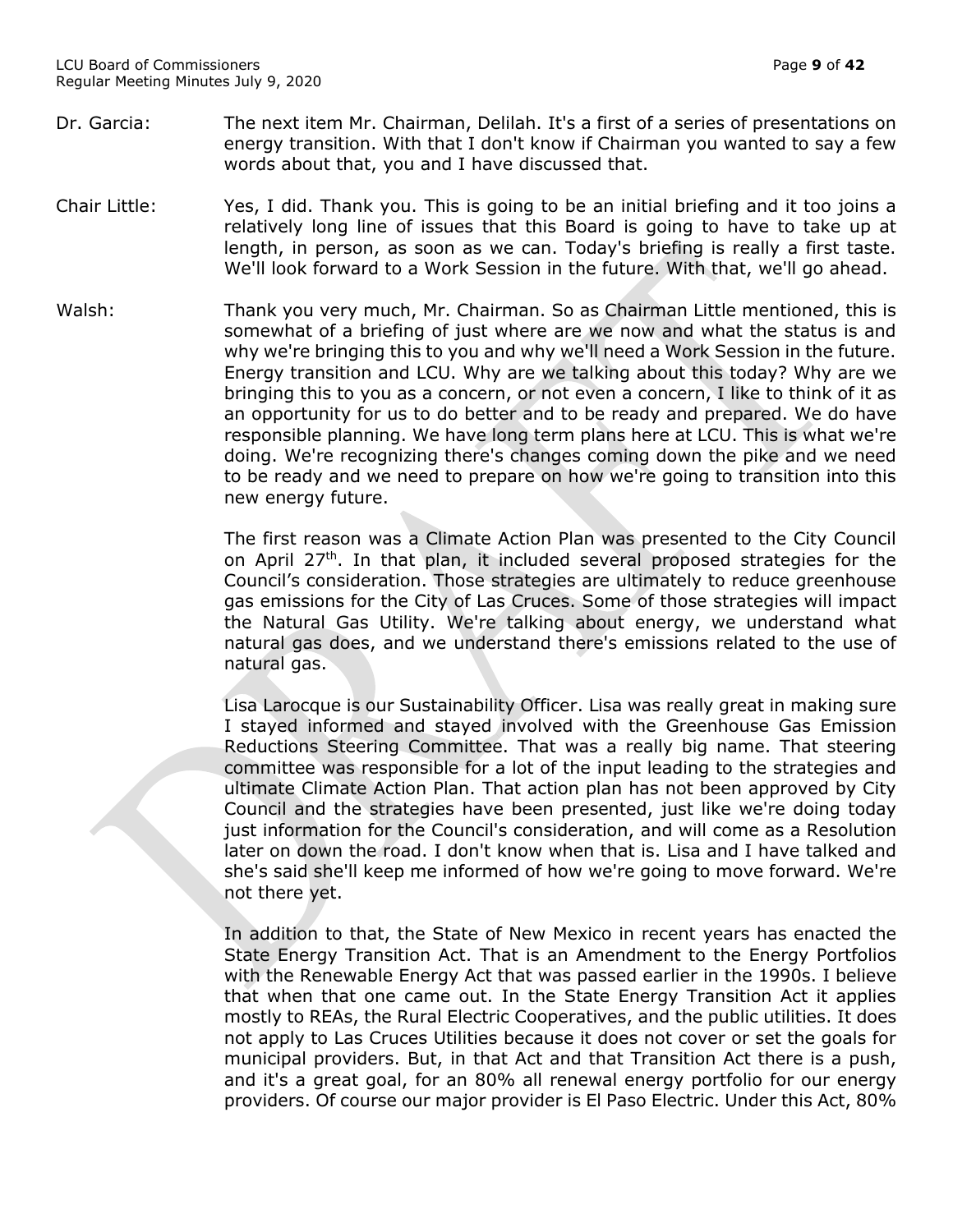Dr. Garcia: The next item Mr. Chairman, Delilah. It's a first of a series of presentations on energy transition. With that I don't know if Chairman you wanted to say a few words about that, you and I have discussed that.

Chair Little: Yes, I did. Thank you. This is going to be an initial briefing and it too joins a relatively long line of issues that this Board is going to have to take up at length, in person, as soon as we can. Today's briefing is really a first taste. We'll look forward to a Work Session in the future. With that, we'll go ahead.

Walsh: Thank you very much, Mr. Chairman. So as Chairman Little mentioned, this is somewhat of a briefing of just where are we now and what the status is and why we're bringing this to you and why we'll need a Work Session in the future. Energy transition and LCU. Why are we talking about this today? Why are we bringing this to you as a concern, or not even a concern, I like to think of it as an opportunity for us to do better and to be ready and prepared. We do have responsible planning. We have long term plans here at LCU. This is what we're doing. We're recognizing there's changes coming down the pike and we need to be ready and we need to prepare on how we're going to transition into this new energy future.

The first reason was a Climate Action Plan was presented to the City Council on April 27th. In that plan, it included several proposed strategies for the Council's consideration. Those strategies are ultimately to reduce greenhouse gas emissions for the City of Las Cruces. Some of those strategies will impact the Natural Gas Utility. We're talking about energy, we understand what natural gas does, and we understand there's emissions related to the use of natural gas.

Lisa Larocque is our Sustainability Officer. Lisa was really great in making sure I stayed informed and stayed involved with the Greenhouse Gas Emission Reductions Steering Committee. That was a really big name. That steering committee was responsible for a lot of the input leading to the strategies and ultimate Climate Action Plan. That action plan has not been approved by City Council and the strategies have been presented, just like we're doing today just information for the Council's consideration, and will come as a Resolution later on down the road. I don't know when that is. Lisa and I have talked and she's said she'll keep me informed of how we're going to move forward. We're not there yet.

In addition to that, the State of New Mexico in recent years has enacted the State Energy Transition Act. That is an Amendment to the Energy Portfolios with the Renewable Energy Act that was passed earlier in the 1990s. I believe that when that one came out. In the State Energy Transition Act it applies mostly to REAs, the Rural Electric Cooperatives, and the public utilities. It does not apply to Las Cruces Utilities because it does not cover or set the goals for municipal providers. But, in that Act and that Transition Act there is a push, and it's a great goal, for an 80% all renewal energy portfolio for our energy providers. Of course our major provider is El Paso Electric. Under this Act, 80%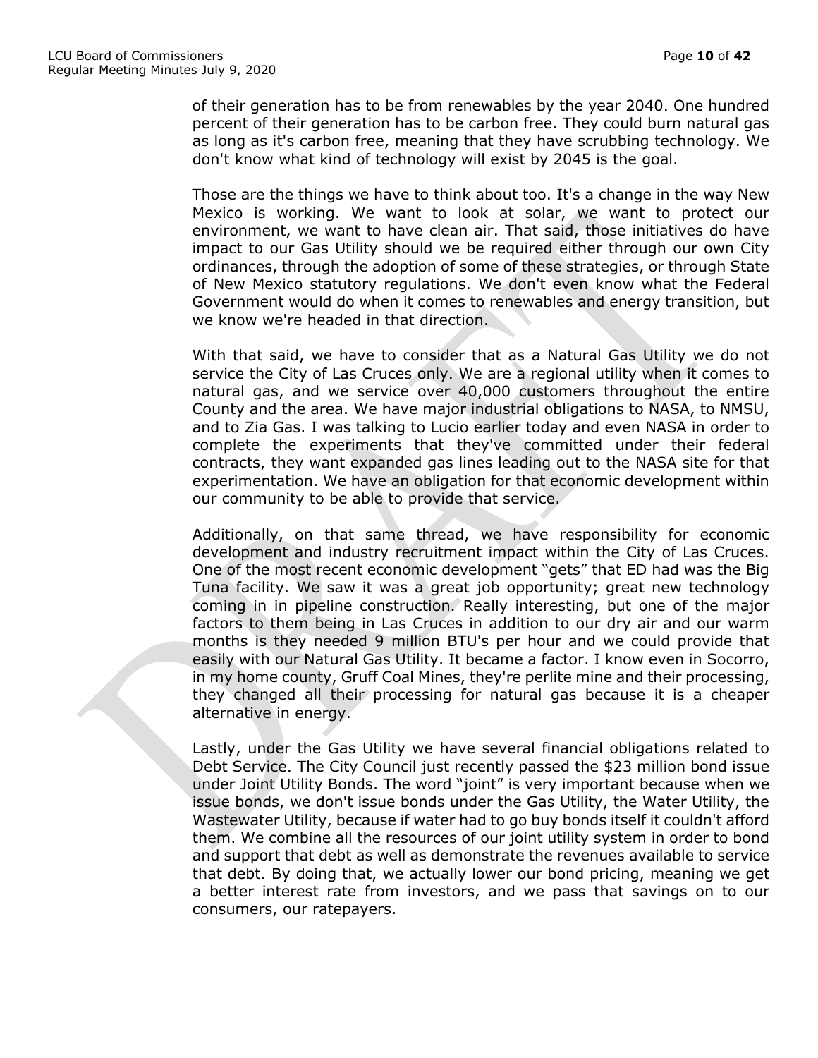of their generation has to be from renewables by the year 2040. One hundred percent of their generation has to be carbon free. They could burn natural gas as long as it's carbon free, meaning that they have scrubbing technology. We don't know what kind of technology will exist by 2045 is the goal.

Those are the things we have to think about too. It's a change in the way New Mexico is working. We want to look at solar, we want to protect our environment, we want to have clean air. That said, those initiatives do have impact to our Gas Utility should we be required either through our own City ordinances, through the adoption of some of these strategies, or through State of New Mexico statutory regulations. We don't even know what the Federal Government would do when it comes to renewables and energy transition, but we know we're headed in that direction.

With that said, we have to consider that as a Natural Gas Utility we do not service the City of Las Cruces only. We are a regional utility when it comes to natural gas, and we service over 40,000 customers throughout the entire County and the area. We have major industrial obligations to NASA, to NMSU, and to Zia Gas. I was talking to Lucio earlier today and even NASA in order to complete the experiments that they've committed under their federal contracts, they want expanded gas lines leading out to the NASA site for that experimentation. We have an obligation for that economic development within our community to be able to provide that service.

Additionally, on that same thread, we have responsibility for economic development and industry recruitment impact within the City of Las Cruces. One of the most recent economic development "gets" that ED had was the Big Tuna facility. We saw it was a great job opportunity; great new technology coming in in pipeline construction. Really interesting, but one of the major factors to them being in Las Cruces in addition to our dry air and our warm months is they needed 9 million BTU's per hour and we could provide that easily with our Natural Gas Utility. It became a factor. I know even in Socorro, in my home county, Gruff Coal Mines, they're perlite mine and their processing, they changed all their processing for natural gas because it is a cheaper alternative in energy.

Lastly, under the Gas Utility we have several financial obligations related to Debt Service. The City Council just recently passed the $23 million bond issue under Joint Utility Bonds. The word "joint" is very important because when we issue bonds, we don't issue bonds under the Gas Utility, the Water Utility, the Wastewater Utility, because if water had to go buy bonds itself it couldn't afford them. We combine all the resources of our joint utility system in order to bond and support that debt as well as demonstrate the revenues available to service that debt. By doing that, we actually lower our bond pricing, meaning we get a better interest rate from investors, and we pass that savings on to our consumers, our ratepayers.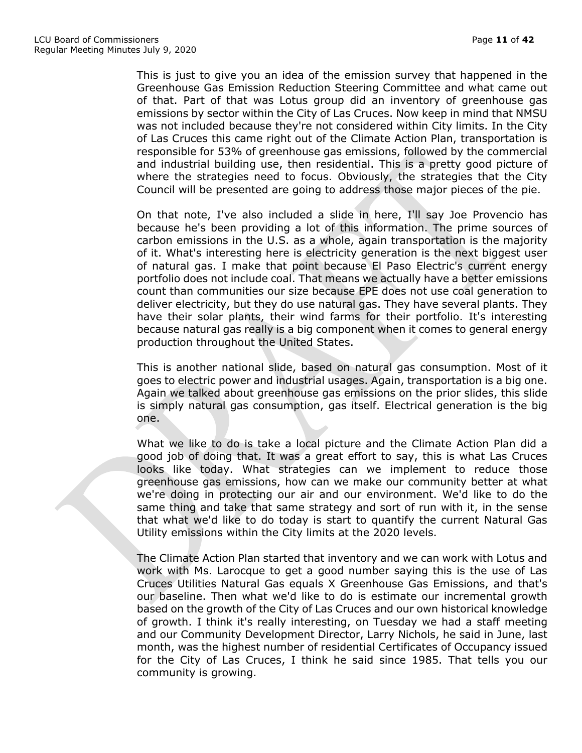This is just to give you an idea of the emission survey that happened in the Greenhouse Gas Emission Reduction Steering Committee and what came out of that. Part of that was Lotus group did an inventory of greenhouse gas emissions by sector within the City of Las Cruces. Now keep in mind that NMSU was not included because they're not considered within City limits. In the City of Las Cruces this came right out of the Climate Action Plan, transportation is responsible for 53% of greenhouse gas emissions, followed by the commercial and industrial building use, then residential. This is a pretty good picture of where the strategies need to focus. Obviously, the strategies that the City Council will be presented are going to address those major pieces of the pie.

On that note, I've also included a slide in here, I'll say Joe Provencio has because he's been providing a lot of this information. The prime sources of carbon emissions in the U.S. as a whole, again transportation is the majority of it. What's interesting here is electricity generation is the next biggest user of natural gas. I make that point because El Paso Electric's current energy portfolio does not include coal. That means we actually have a better emissions count than communities our size because EPE does not use coal generation to deliver electricity, but they do use natural gas. They have several plants. They have their solar plants, their wind farms for their portfolio. It's interesting because natural gas really is a big component when it comes to general energy production throughout the United States.

This is another national slide, based on natural gas consumption. Most of it goes to electric power and industrial usages. Again, transportation is a big one. Again we talked about greenhouse gas emissions on the prior slides, this slide is simply natural gas consumption, gas itself. Electrical generation is the big one.

What we like to do is take a local picture and the Climate Action Plan did a good job of doing that. It was a great effort to say, this is what Las Cruces looks like today. What strategies can we implement to reduce those greenhouse gas emissions, how can we make our community better at what we're doing in protecting our air and our environment. We'd like to do the same thing and take that same strategy and sort of run with it, in the sense that what we'd like to do today is start to quantify the current Natural Gas Utility emissions within the City limits at the 2020 levels.

The Climate Action Plan started that inventory and we can work with Lotus and work with Ms. Larocque to get a good number saying this is the use of Las Cruces Utilities Natural Gas equals X Greenhouse Gas Emissions, and that's our baseline. Then what we'd like to do is estimate our incremental growth based on the growth of the City of Las Cruces and our own historical knowledge of growth. I think it's really interesting, on Tuesday we had a staff meeting and our Community Development Director, Larry Nichols, he said in June, last month, was the highest number of residential Certificates of Occupancy issued for the City of Las Cruces, I think he said since 1985. That tells you our community is growing.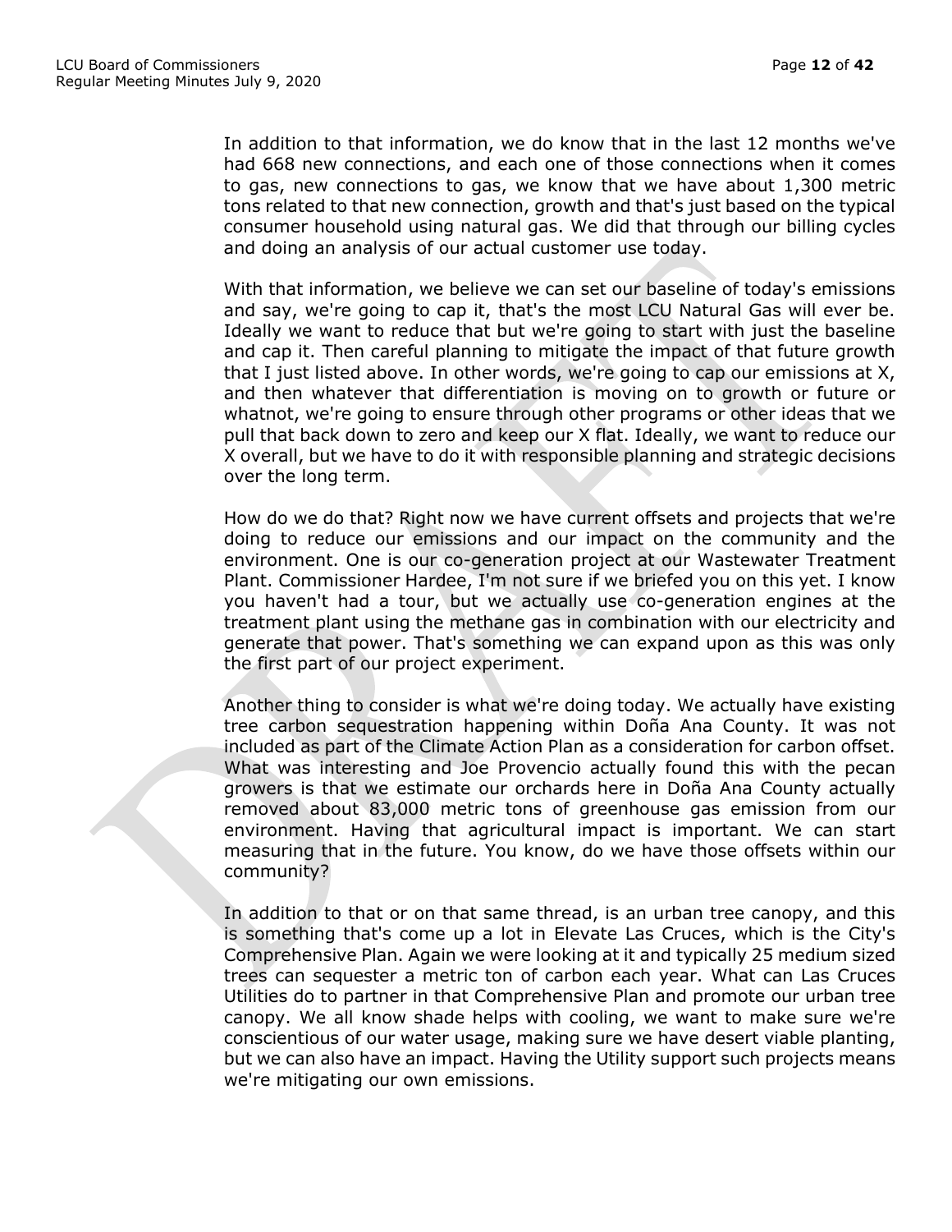In addition to that information, we do know that in the last 12 months we've had 668 new connections, and each one of those connections when it comes to gas, new connections to gas, we know that we have about 1,300 metric tons related to that new connection, growth and that's just based on the typical consumer household using natural gas. We did that through our billing cycles and doing an analysis of our actual customer use today.

With that information, we believe we can set our baseline of today's emissions and say, we're going to cap it, that's the most LCU Natural Gas will ever be. Ideally we want to reduce that but we're going to start with just the baseline and cap it. Then careful planning to mitigate the impact of that future growth that I just listed above. In other words, we're going to cap our emissions at X, and then whatever that differentiation is moving on to growth or future or whatnot, we're going to ensure through other programs or other ideas that we pull that back down to zero and keep our X flat. Ideally, we want to reduce our X overall, but we have to do it with responsible planning and strategic decisions over the long term.

How do we do that? Right now we have current offsets and projects that we're doing to reduce our emissions and our impact on the community and the environment. One is our co-generation project at our Wastewater Treatment Plant. Commissioner Hardee, I'm not sure if we briefed you on this yet. I know you haven't had a tour, but we actually use co-generation engines at the treatment plant using the methane gas in combination with our electricity and generate that power. That's something we can expand upon as this was only the first part of our project experiment.

Another thing to consider is what we're doing today. We actually have existing tree carbon sequestration happening within Doña Ana County. It was not included as part of the Climate Action Plan as a consideration for carbon offset. What was interesting and Joe Provencio actually found this with the pecan growers is that we estimate our orchards here in Doña Ana County actually removed about 83,000 metric tons of greenhouse gas emission from our environment. Having that agricultural impact is important. We can start measuring that in the future. You know, do we have those offsets within our community?

In addition to that or on that same thread, is an urban tree canopy, and this is something that's come up a lot in Elevate Las Cruces, which is the City's Comprehensive Plan. Again we were looking at it and typically 25 medium sized trees can sequester a metric ton of carbon each year. What can Las Cruces Utilities do to partner in that Comprehensive Plan and promote our urban tree canopy. We all know shade helps with cooling, we want to make sure we're conscientious of our water usage, making sure we have desert viable planting, but we can also have an impact. Having the Utility support such projects means we're mitigating our own emissions.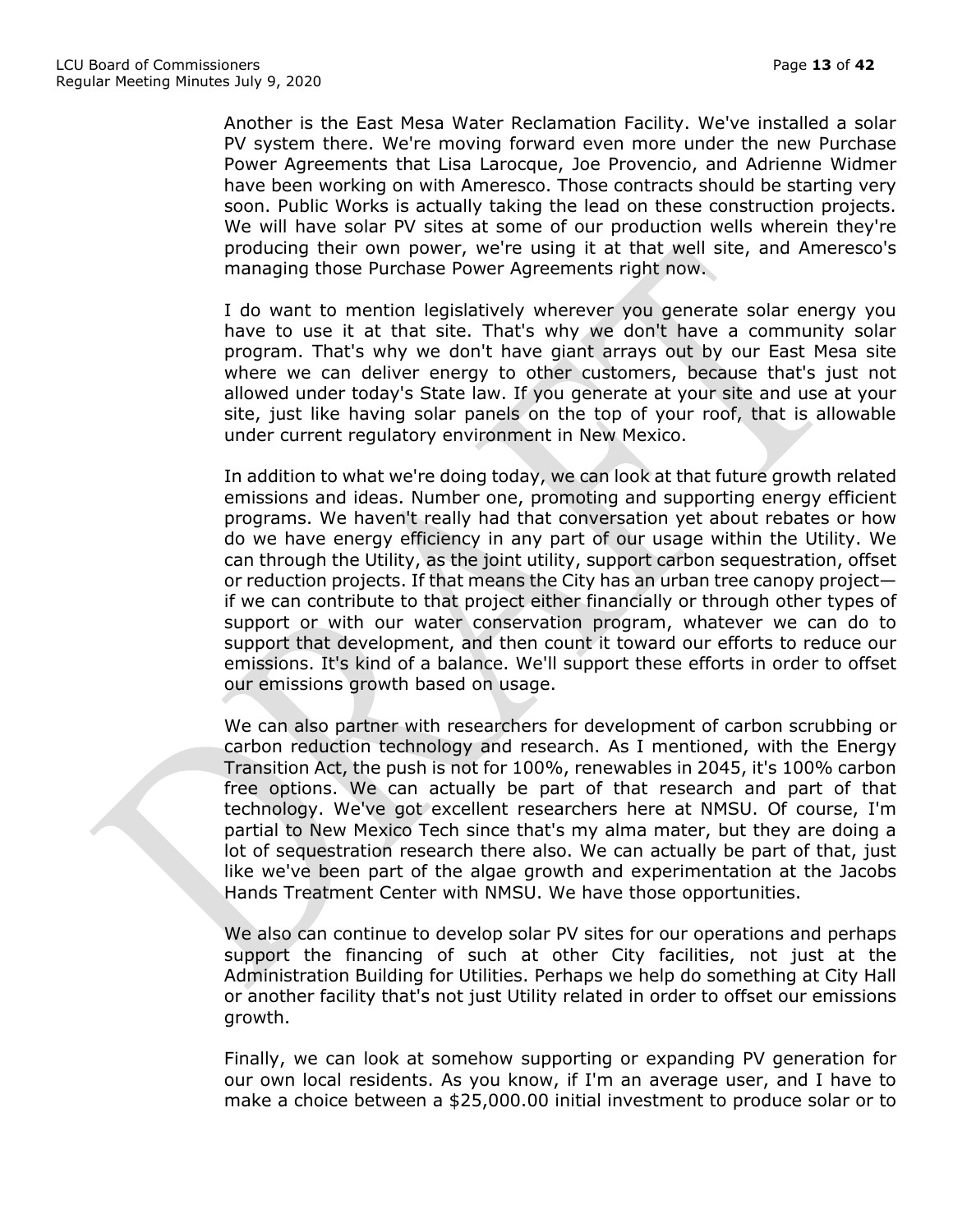Another is the East Mesa Water Reclamation Facility. We've installed a solar PV system there. We're moving forward even more under the new Purchase Power Agreements that Lisa Larocque, Joe Provencio, and Adrienne Widmer have been working on with Ameresco. Those contracts should be starting very soon. Public Works is actually taking the lead on these construction projects. We will have solar PV sites at some of our production wells wherein they're producing their own power, we're using it at that well site, and Ameresco's managing those Purchase Power Agreements right now.

I do want to mention legislatively wherever you generate solar energy you have to use it at that site. That's why we don't have a community solar program. That's why we don't have giant arrays out by our East Mesa site where we can deliver energy to other customers, because that's just not allowed under today's State law. If you generate at your site and use at your site, just like having solar panels on the top of your roof, that is allowable under current regulatory environment in New Mexico.

In addition to what we're doing today, we can look at that future growth related emissions and ideas. Number one, promoting and supporting energy efficient programs. We haven't really had that conversation yet about rebates or how do we have energy efficiency in any part of our usage within the Utility. We can through the Utility, as the joint utility, support carbon sequestration, offset or reduction projects. If that means the City has an urban tree canopy project—if we can contribute to that project either financially or through other types of support or with our water conservation program, whatever we can do to support that development, and then count it toward our efforts to reduce our emissions. It's kind of a balance. We'll support these efforts in order to offset our emissions growth based on usage.

We can also partner with researchers for development of carbon scrubbing or carbon reduction technology and research. As I mentioned, with the Energy Transition Act, the push is not for 100%, renewables in 2045, it's 100% carbon free options. We can actually be part of that research and part of that technology. We've got excellent researchers here at NMSU. Of course, I'm partial to New Mexico Tech since that's my alma mater, but they are doing a lot of sequestration research there also. We can actually be part of that, just like we've been part of the algae growth and experimentation at the Jacobs Hands Treatment Center with NMSU. We have those opportunities.

We also can continue to develop solar PV sites for our operations and perhaps support the financing of such at other City facilities, not just at the Administration Building for Utilities. Perhaps we help do something at City Hall or another facility that's not just Utility related in order to offset our emissions growth.

Finally, we can look at somehow supporting or expanding PV generation for our own local residents. As you know, if I'm an average user, and I have to make a choice between a $25,000.00 initial investment to produce solar or to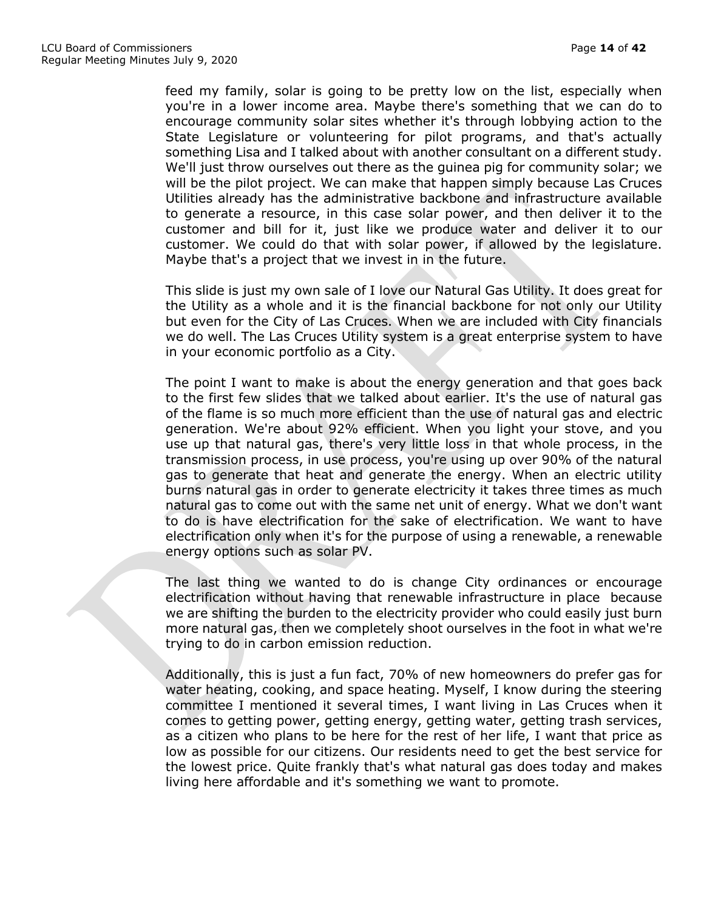feed my family, solar is going to be pretty low on the list, especially when you're in a lower income area. Maybe there's something that we can do to encourage community solar sites whether it's through lobbying action to the State Legislature or volunteering for pilot programs, and that's actually something Lisa and I talked about with another consultant on a different study. We'll just throw ourselves out there as the guinea pig for community solar; we will be the pilot project. We can make that happen simply because Las Cruces Utilities already has the administrative backbone and infrastructure available to generate a resource, in this case solar power, and then deliver it to the customer and bill for it, just like we produce water and deliver it to our customer. We could do that with solar power, if allowed by the legislature. Maybe that's a project that we invest in in the future.

This slide is just my own sale of I love our Natural Gas Utility. It does great for the Utility as a whole and it is the financial backbone for not only our Utility but even for the City of Las Cruces. When we are included with City financials we do well. The Las Cruces Utility system is a great enterprise system to have in your economic portfolio as a City.

The point I want to make is about the energy generation and that goes back to the first few slides that we talked about earlier. It's the use of natural gas of the flame is so much more efficient than the use of natural gas and electric generation. We're about 92% efficient. When you light your stove, and you use up that natural gas, there's very little loss in that whole process, in the transmission process, in use process, you're using up over 90% of the natural gas to generate that heat and generate the energy. When an electric utility burns natural gas in order to generate electricity it takes three times as much natural gas to come out with the same net unit of energy. What we don't want to do is have electrification for the sake of electrification. We want to have electrification only when it's for the purpose of using a renewable, a renewable energy options such as solar PV.

The last thing we wanted to do is change City ordinances or encourage electrification without having that renewable infrastructure in place because we are shifting the burden to the electricity provider who could easily just burn more natural gas, then we completely shoot ourselves in the foot in what we're trying to do in carbon emission reduction.

Additionally, this is just a fun fact, 70% of new homeowners do prefer gas for water heating, cooking, and space heating. Myself, I know during the steering committee I mentioned it several times, I want living in Las Cruces when it comes to getting power, getting energy, getting water, getting trash services, as a citizen who plans to be here for the rest of her life, I want that price as low as possible for our citizens. Our residents need to get the best service for the lowest price. Quite frankly that's what natural gas does today and makes living here affordable and it's something we want to promote.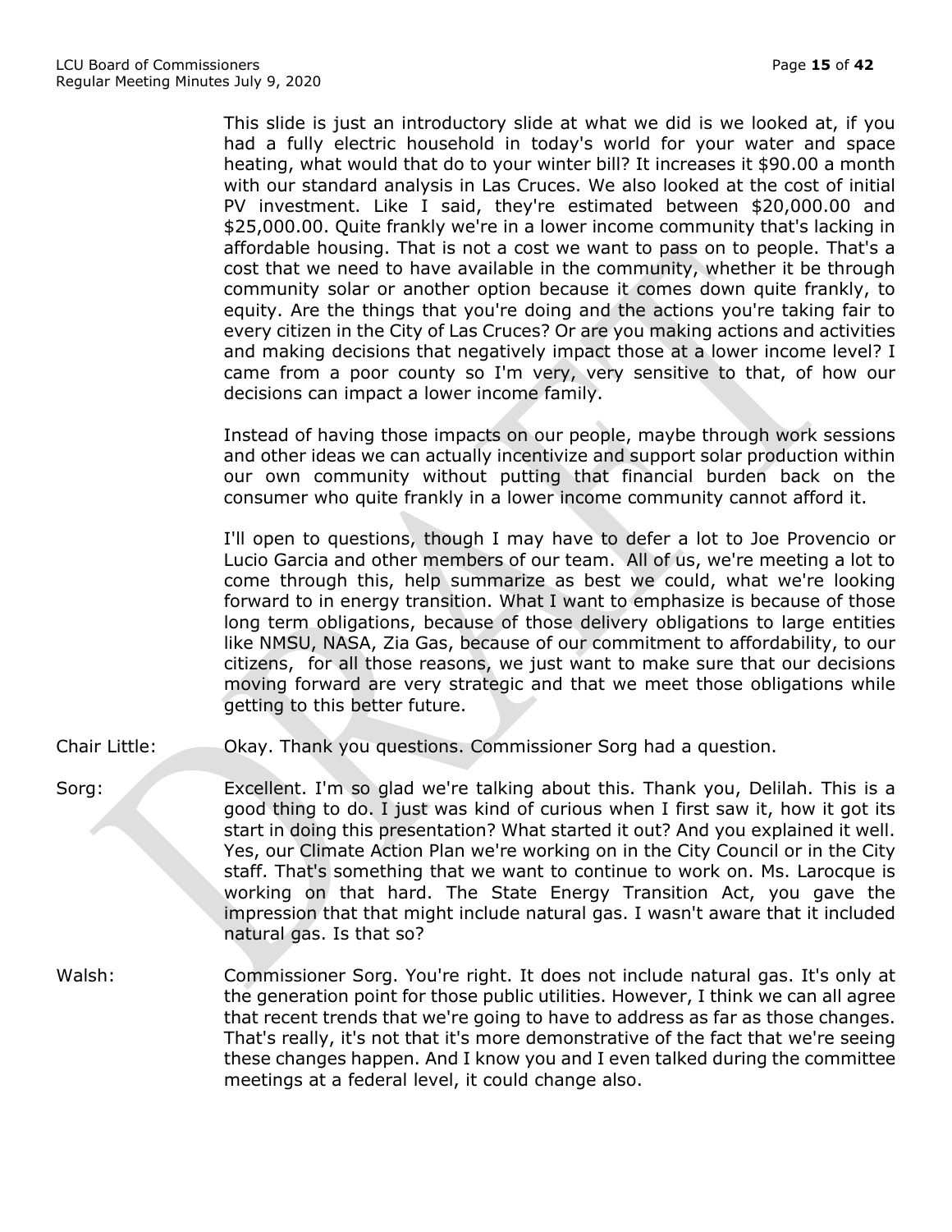This slide is just an introductory slide at what we did is we looked at, if you had a fully electric household in today's world for your water and space heating, what would that do to your winter bill? It increases it $90.00 a month with our standard analysis in Las Cruces. We also looked at the cost of initial PV investment. Like I said, they're estimated between $20,000.00 and $25,000.00. Quite frankly we're in a lower income community that's lacking in affordable housing. That is not a cost we want to pass on to people. That's a cost that we need to have available in the community, whether it be through community solar or another option because it comes down quite frankly, to equity. Are the things that you're doing and the actions you're taking fair to every citizen in the City of Las Cruces? Or are you making actions and activities and making decisions that negatively impact those at a lower income level? I came from a poor county so I'm very, very sensitive to that, of how our decisions can impact a lower income family.

Instead of having those impacts on our people, maybe through work sessions and other ideas we can actually incentivize and support solar production within our own community without putting that financial burden back on the consumer who quite frankly in a lower income community cannot afford it.

I'll open to questions, though I may have to defer a lot to Joe Provencio or Lucio Garcia and other members of our team. All of us, we're meeting a lot to come through this, help summarize as best we could, what we're looking forward to in energy transition. What I want to emphasize is because of those long term obligations, because of those delivery obligations to large entities like NMSU, NASA, Zia Gas, because of our commitment to affordability, to our citizens, for all those reasons, we just want to make sure that our decisions moving forward are very strategic and that we meet those obligations while getting to this better future.

Chair Little: Okay. Thank you questions. Commissioner Sorg had a question.

Sorg: Excellent. I'm so glad we're talking about this. Thank you, Delilah. This is a good thing to do. I just was kind of curious when I first saw it, how it got its start in doing this presentation? What started it out? And you explained it well. Yes, our Climate Action Plan we're working on in the City Council or in the City staff. That's something that we want to continue to work on. Ms. Larocque is working on that hard. The State Energy Transition Act, you gave the impression that that might include natural gas. I wasn't aware that it included natural gas. Is that so?

Walsh: Commissioner Sorg. You're right. It does not include natural gas. It's only at the generation point for those public utilities. However, I think we can all agree that recent trends that we're going to have to address as far as those changes. That's really, it's not that it's more demonstrative of the fact that we're seeing these changes happen. And I know you and I even talked during the committee meetings at a federal level, it could change also.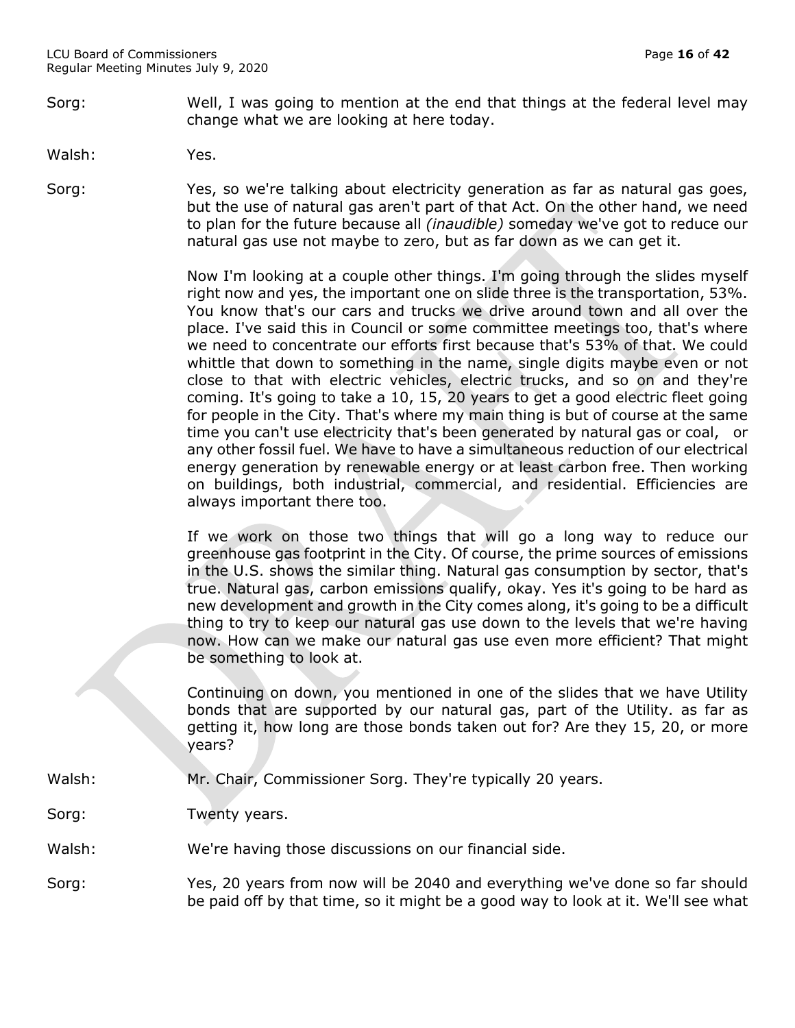Sorg: Well, I was going to mention at the end that things at the federal level may change what we are looking at here today.

Walsh: Yes.

Sorg: Yes, so we're talking about electricity generation as far as natural gas goes, but the use of natural gas aren't part of that Act. On the other hand, we need to plan for the future because all *(inaudible)* someday we've got to reduce our natural gas use not maybe to zero, but as far down as we can get it.

Now I'm looking at a couple other things. I'm going through the slides myself right now and yes, the important one on slide three is the transportation, 53%. You know that's our cars and trucks we drive around town and all over the place. I've said this in Council or some committee meetings too, that's where we need to concentrate our efforts first because that's 53% of that. We could whittle that down to something in the name, single digits maybe even or not close to that with electric vehicles, electric trucks, and so on and they're coming. It's going to take a 10, 15, 20 years to get a good electric fleet going for people in the City. That's where my main thing is but of course at the same time you can't use electricity that's been generated by natural gas or coal, or any other fossil fuel. We have to have a simultaneous reduction of our electrical energy generation by renewable energy or at least carbon free. Then working on buildings, both industrial, commercial, and residential. Efficiencies are always important there too.

If we work on those two things that will go a long way to reduce our greenhouse gas footprint in the City. Of course, the prime sources of emissions in the U.S. shows the similar thing. Natural gas consumption by sector, that's true. Natural gas, carbon emissions qualify, okay. Yes it's going to be hard as new development and growth in the City comes along, it's going to be a difficult thing to try to keep our natural gas use down to the levels that we're having now. How can we make our natural gas use even more efficient? That might be something to look at.

Continuing on down, you mentioned in one of the slides that we have Utility bonds that are supported by our natural gas, part of the Utility. as far as getting it, how long are those bonds taken out for? Are they 15, 20, or more years?

Walsh: Mr. Chair, Commissioner Sorg. They're typically 20 years.

Sorg: Twenty years.

Walsh: We're having those discussions on our financial side.

Sorg: Yes, 20 years from now will be 2040 and everything we've done so far should be paid off by that time, so it might be a good way to look at it. We'll see what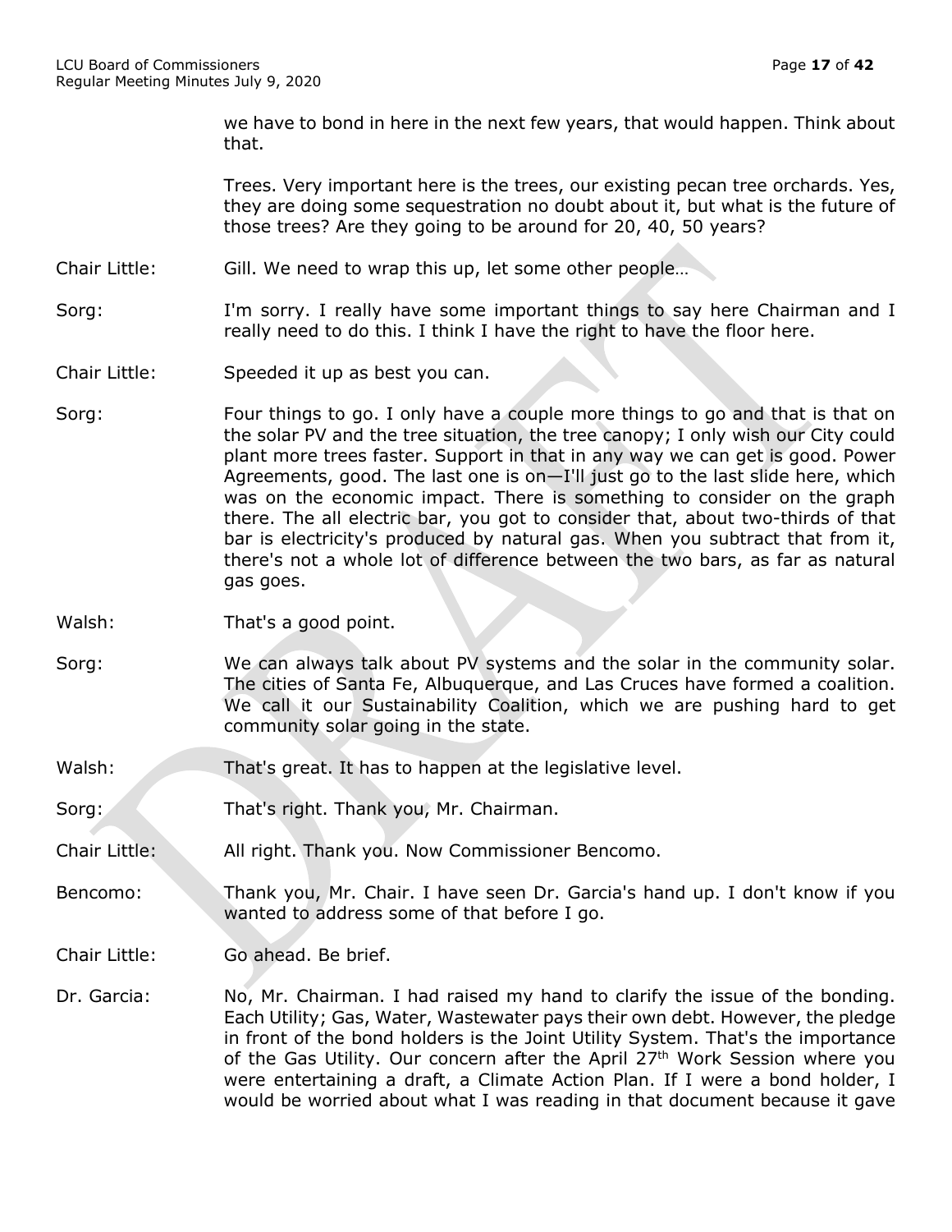we have to bond in here in the next few years, that would happen. Think about that.

Trees. Very important here is the trees, our existing pecan tree orchards. Yes, they are doing some sequestration no doubt about it, but what is the future of those trees? Are they going to be around for 20, 40, 50 years?

Chair Little: Gill. We need to wrap this up, let some other people…

Sorg: I'm sorry. I really have some important things to say here Chairman and I really need to do this. I think I have the right to have the floor here.

Chair Little: Speeded it up as best you can.

Sorg: Four things to go. I only have a couple more things to go and that is that on the solar PV and the tree situation, the tree canopy; I only wish our City could plant more trees faster. Support in that in any way we can get is good. Power Agreements, good. The last one is on—I'll just go to the last slide here, which was on the economic impact. There is something to consider on the graph there. The all electric bar, you got to consider that, about two-thirds of that bar is electricity's produced by natural gas. When you subtract that from it, there's not a whole lot of difference between the two bars, as far as natural gas goes.

Walsh: That's a good point.

Sorg: We can always talk about PV systems and the solar in the community solar. The cities of Santa Fe, Albuquerque, and Las Cruces have formed a coalition. We call it our Sustainability Coalition, which we are pushing hard to get community solar going in the state.

Walsh: That's great. It has to happen at the legislative level.

Sorg: That's right. Thank you, Mr. Chairman.

Chair Little: All right. Thank you. Now Commissioner Bencomo.

Bencomo: Thank you, Mr. Chair. I have seen Dr. Garcia's hand up. I don't know if you wanted to address some of that before I go.

Chair Little: Go ahead. Be brief.

Dr. Garcia: No, Mr. Chairman. I had raised my hand to clarify the issue of the bonding. Each Utility; Gas, Water, Wastewater pays their own debt. However, the pledge in front of the bond holders is the Joint Utility System. That's the importance of the Gas Utility. Our concern after the April 27th Work Session where you were entertaining a draft, a Climate Action Plan. If I were a bond holder, I would be worried about what I was reading in that document because it gave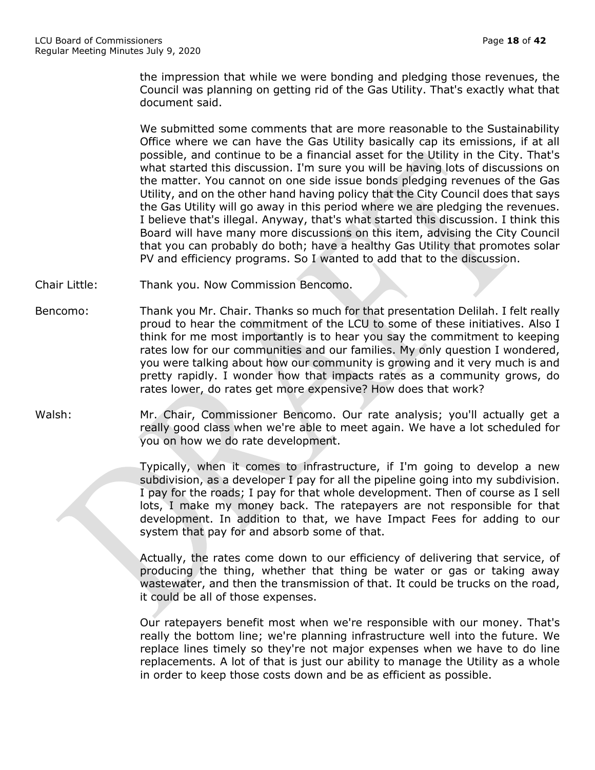the impression that while we were bonding and pledging those revenues, the Council was planning on getting rid of the Gas Utility. That's exactly what that document said.

We submitted some comments that are more reasonable to the Sustainability Office where we can have the Gas Utility basically cap its emissions, if at all possible, and continue to be a financial asset for the Utility in the City. That's what started this discussion. I'm sure you will be having lots of discussions on the matter. You cannot on one side issue bonds pledging revenues of the Gas Utility, and on the other hand having policy that the City Council does that says the Gas Utility will go away in this period where we are pledging the revenues. I believe that's illegal. Anyway, that's what started this discussion. I think this Board will have many more discussions on this item, advising the City Council that you can probably do both; have a healthy Gas Utility that promotes solar PV and efficiency programs. So I wanted to add that to the discussion.

Chair Little: Thank you. Now Commission Bencomo.

Bencomo: Thank you Mr. Chair. Thanks so much for that presentation Delilah. I felt really proud to hear the commitment of the LCU to some of these initiatives. Also I think for me most importantly is to hear you say the commitment to keeping rates low for our communities and our families. My only question I wondered, you were talking about how our community is growing and it very much is and pretty rapidly. I wonder how that impacts rates as a community grows, do rates lower, do rates get more expensive? How does that work?

Walsh: Mr. Chair, Commissioner Bencomo. Our rate analysis; you'll actually get a really good class when we're able to meet again. We have a lot scheduled for you on how we do rate development.

Typically, when it comes to infrastructure, if I'm going to develop a new subdivision, as a developer I pay for all the pipeline going into my subdivision. I pay for the roads; I pay for that whole development. Then of course as I sell lots, I make my money back. The ratepayers are not responsible for that development. In addition to that, we have Impact Fees for adding to our system that pay for and absorb some of that.

Actually, the rates come down to our efficiency of delivering that service, of producing the thing, whether that thing be water or gas or taking away wastewater, and then the transmission of that. It could be trucks on the road, it could be all of those expenses.

Our ratepayers benefit most when we're responsible with our money. That's really the bottom line; we're planning infrastructure well into the future. We replace lines timely so they're not major expenses when we have to do line replacements. A lot of that is just our ability to manage the Utility as a whole in order to keep those costs down and be as efficient as possible.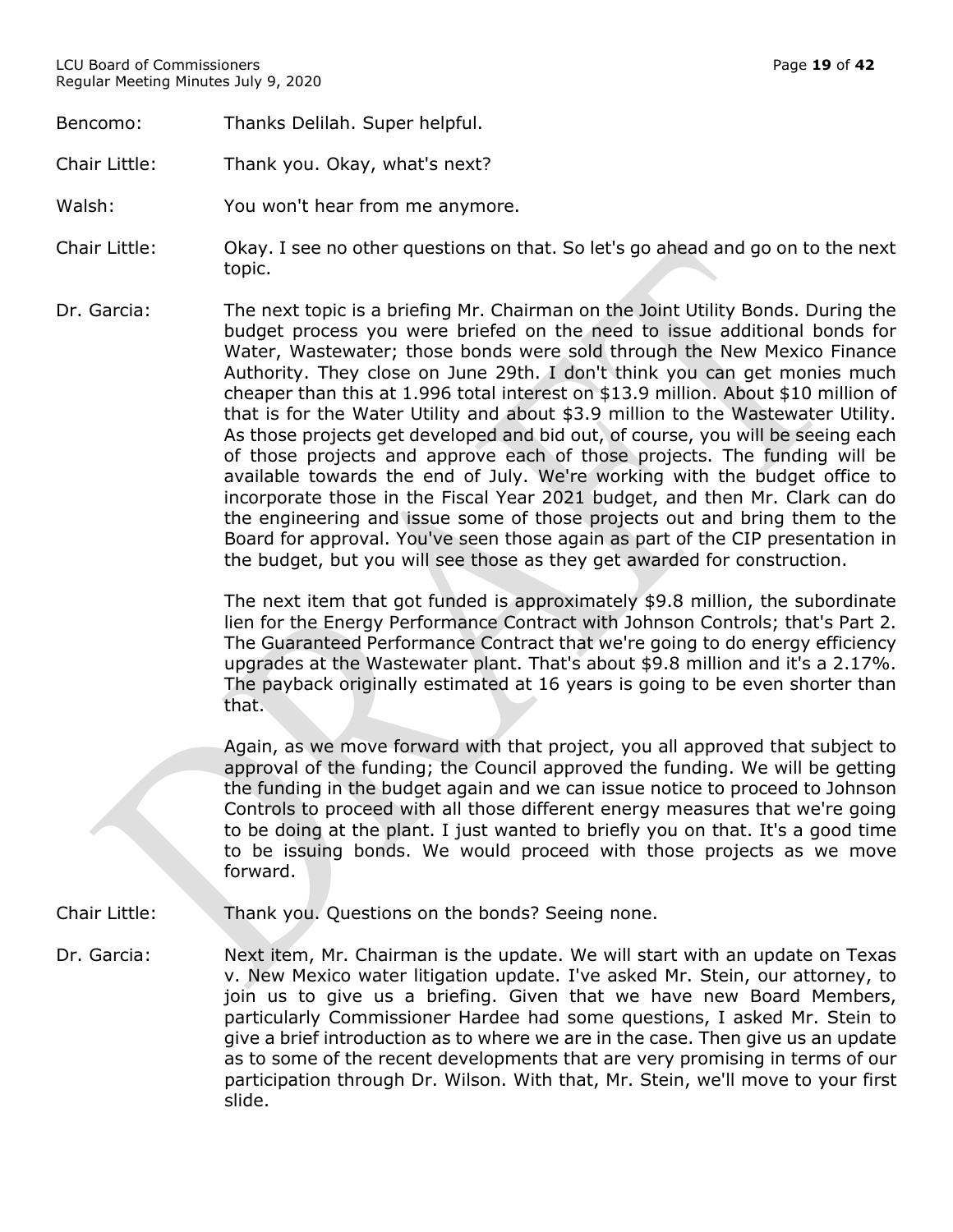Bencomo: Thanks Delilah. Super helpful.

Chair Little: Thank you. Okay, what's next?

Walsh: You won't hear from me anymore.

Chair Little: Okay. I see no other questions on that. So let's go ahead and go on to the next topic.

Dr. Garcia: The next topic is a briefing Mr. Chairman on the Joint Utility Bonds. During the budget process you were briefed on the need to issue additional bonds for Water, Wastewater; those bonds were sold through the New Mexico Finance Authority. They close on June 29th. I don't think you can get monies much cheaper than this at 1.996 total interest on $13.9 million. About $10 million of that is for the Water Utility and about $3.9 million to the Wastewater Utility. As those projects get developed and bid out, of course, you will be seeing each of those projects and approve each of those projects. The funding will be available towards the end of July. We're working with the budget office to incorporate those in the Fiscal Year 2021 budget, and then Mr. Clark can do the engineering and issue some of those projects out and bring them to the Board for approval. You've seen those again as part of the CIP presentation in the budget, but you will see those as they get awarded for construction.

The next item that got funded is approximately $9.8 million, the subordinate lien for the Energy Performance Contract with Johnson Controls; that's Part 2. The Guaranteed Performance Contract that we're going to do energy efficiency upgrades at the Wastewater plant. That's about $9.8 million and it's a 2.17%. The payback originally estimated at 16 years is going to be even shorter than that.

Again, as we move forward with that project, you all approved that subject to approval of the funding; the Council approved the funding. We will be getting the funding in the budget again and we can issue notice to proceed to Johnson Controls to proceed with all those different energy measures that we're going to be doing at the plant. I just wanted to briefly you on that. It's a good time to be issuing bonds. We would proceed with those projects as we move forward.

Chair Little: Thank you. Questions on the bonds? Seeing none.

Dr. Garcia: Next item, Mr. Chairman is the update. We will start with an update on Texas v. New Mexico water litigation update. I've asked Mr. Stein, our attorney, to join us to give us a briefing. Given that we have new Board Members, particularly Commissioner Hardee had some questions, I asked Mr. Stein to give a brief introduction as to where we are in the case. Then give us an update as to some of the recent developments that are very promising in terms of our participation through Dr. Wilson. With that, Mr. Stein, we'll move to your first slide.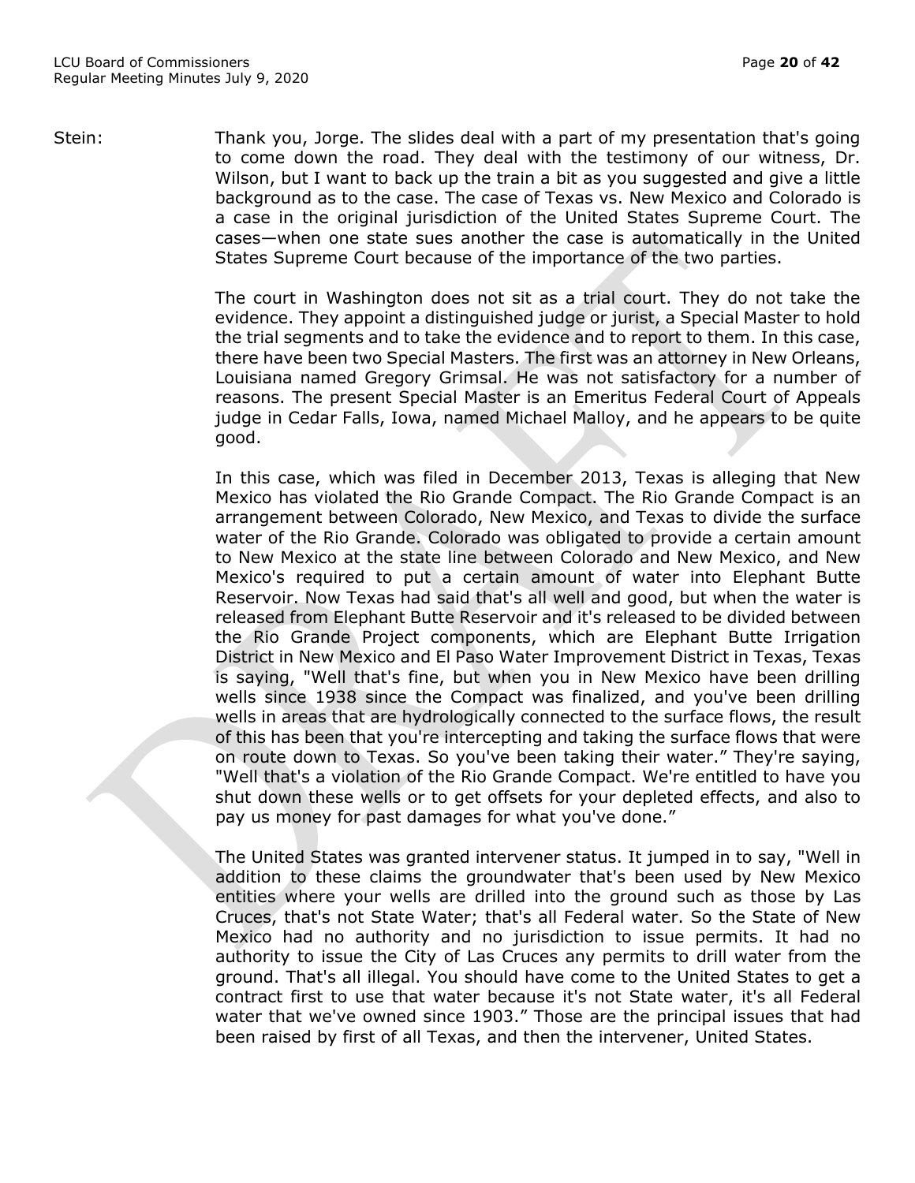Stein: Thank you, Jorge. The slides deal with a part of my presentation that's going to come down the road. They deal with the testimony of our witness, Dr. Wilson, but I want to back up the train a bit as you suggested and give a little background as to the case. The case of Texas vs. New Mexico and Colorado is a case in the original jurisdiction of the United States Supreme Court. The cases—when one state sues another the case is automatically in the United States Supreme Court because of the importance of the two parties.

The court in Washington does not sit as a trial court. They do not take the evidence. They appoint a distinguished judge or jurist, a Special Master to hold the trial segments and to take the evidence and to report to them. In this case, there have been two Special Masters. The first was an attorney in New Orleans, Louisiana named Gregory Grimsal. He was not satisfactory for a number of reasons. The present Special Master is an Emeritus Federal Court of Appeals judge in Cedar Falls, Iowa, named Michael Malloy, and he appears to be quite good.

In this case, which was filed in December 2013, Texas is alleging that New Mexico has violated the Rio Grande Compact. The Rio Grande Compact is an arrangement between Colorado, New Mexico, and Texas to divide the surface water of the Rio Grande. Colorado was obligated to provide a certain amount to New Mexico at the state line between Colorado and New Mexico, and New Mexico's required to put a certain amount of water into Elephant Butte Reservoir. Now Texas had said that's all well and good, but when the water is released from Elephant Butte Reservoir and it's released to be divided between the Rio Grande Project components, which are Elephant Butte Irrigation District in New Mexico and El Paso Water Improvement District in Texas, Texas is saying, "Well that's fine, but when you in New Mexico have been drilling wells since 1938 since the Compact was finalized, and you've been drilling wells in areas that are hydrologically connected to the surface flows, the result of this has been that you're intercepting and taking the surface flows that were on route down to Texas. So you've been taking their water." They're saying, "Well that's a violation of the Rio Grande Compact. We're entitled to have you shut down these wells or to get offsets for your depleted effects, and also to pay us money for past damages for what you've done."

The United States was granted intervener status. It jumped in to say, "Well in addition to these claims the groundwater that's been used by New Mexico entities where your wells are drilled into the ground such as those by Las Cruces, that's not State Water; that's all Federal water. So the State of New Mexico had no authority and no jurisdiction to issue permits. It had no authority to issue the City of Las Cruces any permits to drill water from the ground. That's all illegal. You should have come to the United States to get a contract first to use that water because it's not State water, it's all Federal water that we've owned since 1903." Those are the principal issues that had been raised by first of all Texas, and then the intervener, United States.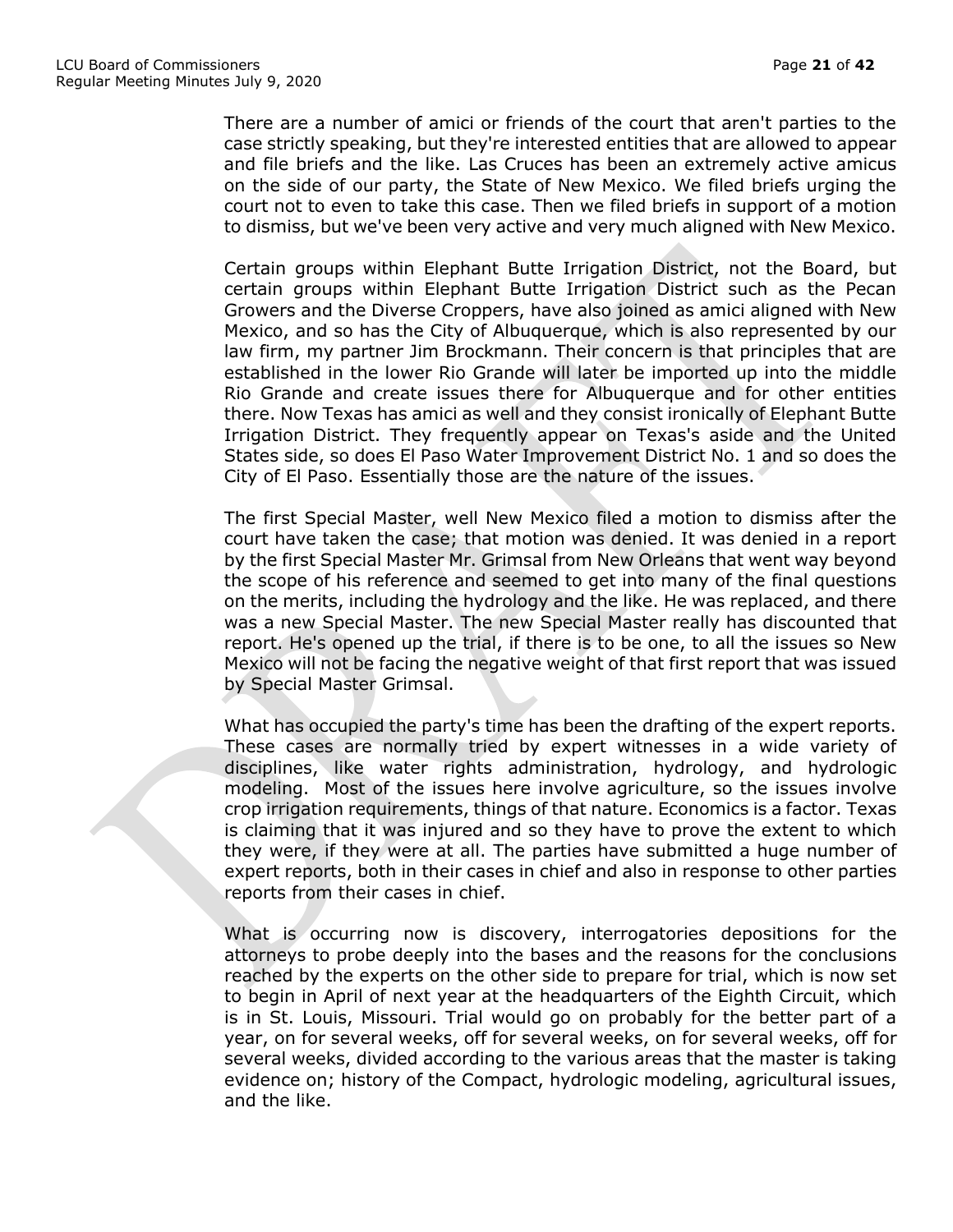There are a number of amici or friends of the court that aren't parties to the case strictly speaking, but they're interested entities that are allowed to appear and file briefs and the like. Las Cruces has been an extremely active amicus on the side of our party, the State of New Mexico. We filed briefs urging the court not to even to take this case. Then we filed briefs in support of a motion to dismiss, but we've been very active and very much aligned with New Mexico.

Certain groups within Elephant Butte Irrigation District, not the Board, but certain groups within Elephant Butte Irrigation District such as the Pecan Growers and the Diverse Croppers, have also joined as amici aligned with New Mexico, and so has the City of Albuquerque, which is also represented by our law firm, my partner Jim Brockmann. Their concern is that principles that are established in the lower Rio Grande will later be imported up into the middle Rio Grande and create issues there for Albuquerque and for other entities there. Now Texas has amici as well and they consist ironically of Elephant Butte Irrigation District. They frequently appear on Texas's aside and the United States side, so does El Paso Water Improvement District No. 1 and so does the City of El Paso. Essentially those are the nature of the issues.

The first Special Master, well New Mexico filed a motion to dismiss after the court have taken the case; that motion was denied. It was denied in a report by the first Special Master Mr. Grimsal from New Orleans that went way beyond the scope of his reference and seemed to get into many of the final questions on the merits, including the hydrology and the like. He was replaced, and there was a new Special Master. The new Special Master really has discounted that report. He's opened up the trial, if there is to be one, to all the issues so New Mexico will not be facing the negative weight of that first report that was issued by Special Master Grimsal.

What has occupied the party's time has been the drafting of the expert reports. These cases are normally tried by expert witnesses in a wide variety of disciplines, like water rights administration, hydrology, and hydrologic modeling. Most of the issues here involve agriculture, so the issues involve crop irrigation requirements, things of that nature. Economics is a factor. Texas is claiming that it was injured and so they have to prove the extent to which they were, if they were at all. The parties have submitted a huge number of expert reports, both in their cases in chief and also in response to other parties reports from their cases in chief.

What is occurring now is discovery, interrogatories depositions for the attorneys to probe deeply into the bases and the reasons for the conclusions reached by the experts on the other side to prepare for trial, which is now set to begin in April of next year at the headquarters of the Eighth Circuit, which is in St. Louis, Missouri. Trial would go on probably for the better part of a year, on for several weeks, off for several weeks, on for several weeks, off for several weeks, divided according to the various areas that the master is taking evidence on; history of the Compact, hydrologic modeling, agricultural issues, and the like.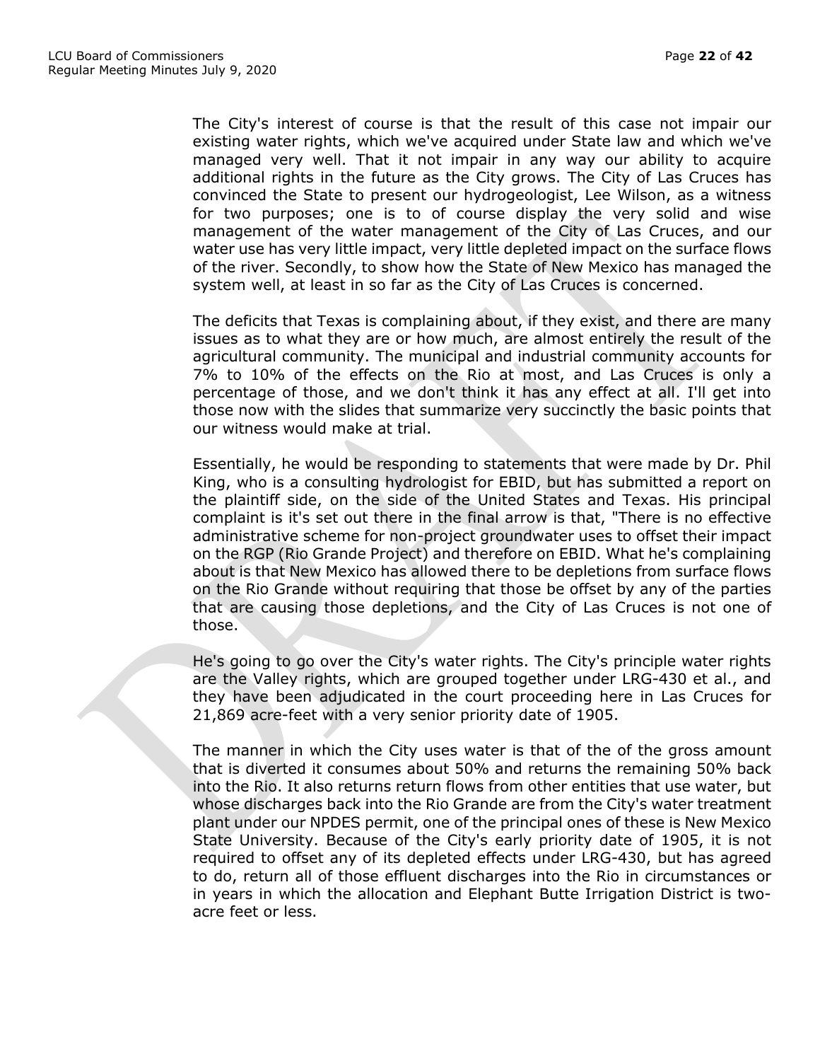The City's interest of course is that the result of this case not impair our existing water rights, which we've acquired under State law and which we've managed very well. That it not impair in any way our ability to acquire additional rights in the future as the City grows. The City of Las Cruces has convinced the State to present our hydrogeologist, Lee Wilson, as a witness for two purposes; one is to of course display the very solid and wise management of the water management of the City of Las Cruces, and our water use has very little impact, very little depleted impact on the surface flows of the river. Secondly, to show how the State of New Mexico has managed the system well, at least in so far as the City of Las Cruces is concerned.

The deficits that Texas is complaining about, if they exist, and there are many issues as to what they are or how much, are almost entirely the result of the agricultural community. The municipal and industrial community accounts for 7% to 10% of the effects on the Rio at most, and Las Cruces is only a percentage of those, and we don't think it has any effect at all. I'll get into those now with the slides that summarize very succinctly the basic points that our witness would make at trial.

Essentially, he would be responding to statements that were made by Dr. Phil King, who is a consulting hydrologist for EBID, but has submitted a report on the plaintiff side, on the side of the United States and Texas. His principal complaint is it's set out there in the final arrow is that, "There is no effective administrative scheme for non-project groundwater uses to offset their impact on the RGP (Rio Grande Project) and therefore on EBID. What he's complaining about is that New Mexico has allowed there to be depletions from surface flows on the Rio Grande without requiring that those be offset by any of the parties that are causing those depletions, and the City of Las Cruces is not one of those.

He's going to go over the City's water rights. The City's principle water rights are the Valley rights, which are grouped together under LRG-430 et al., and they have been adjudicated in the court proceeding here in Las Cruces for 21,869 acre-feet with a very senior priority date of 1905.

The manner in which the City uses water is that of the of the gross amount that is diverted it consumes about 50% and returns the remaining 50% back into the Rio. It also returns return flows from other entities that use water, but whose discharges back into the Rio Grande are from the City's water treatment plant under our NPDES permit, one of the principal ones of these is New Mexico State University. Because of the City's early priority date of 1905, it is not required to offset any of its depleted effects under LRG-430, but has agreed to do, return all of those effluent discharges into the Rio in circumstances or in years in which the allocation and Elephant Butte Irrigation District is two-acre feet or less.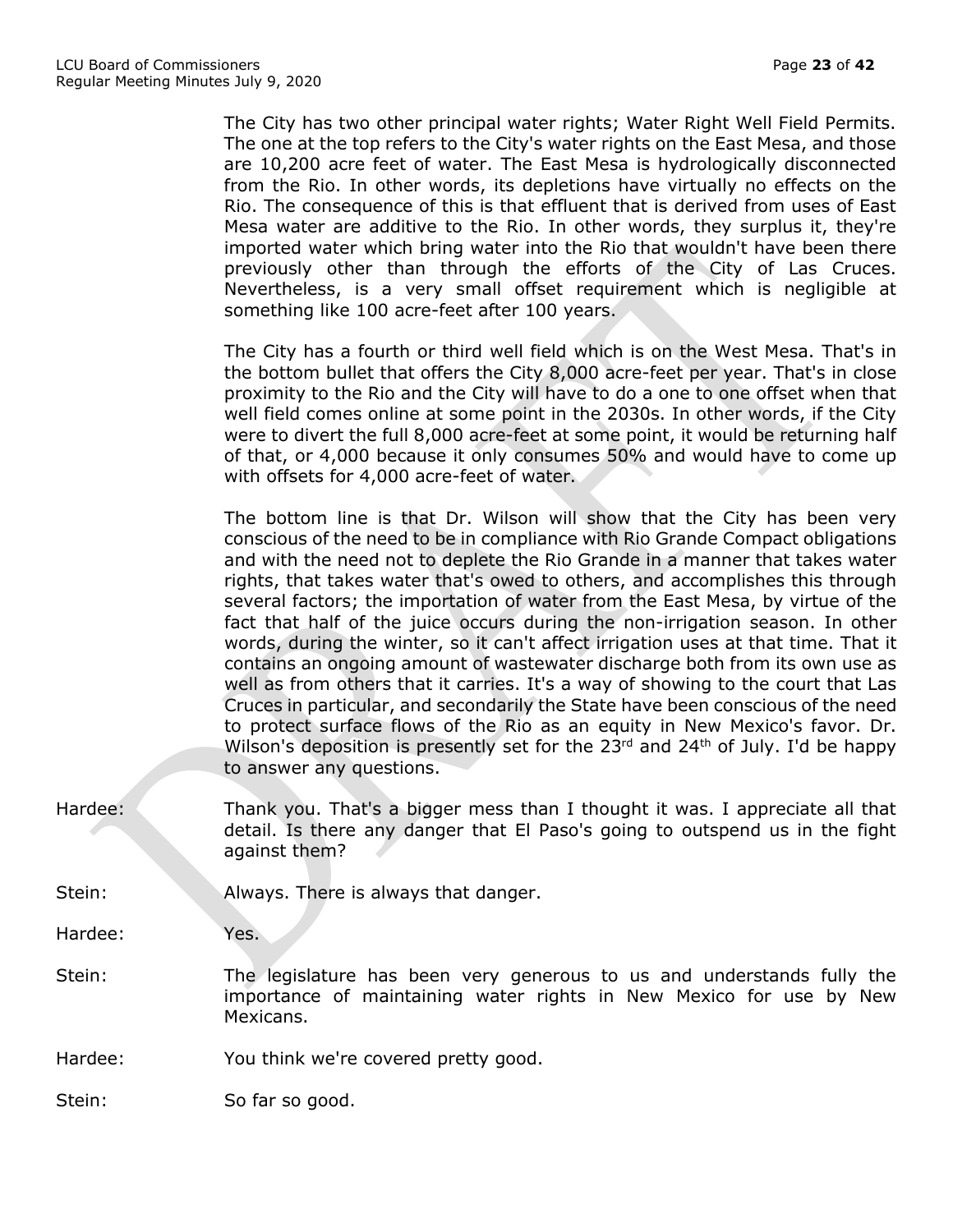The City has two other principal water rights; Water Right Well Field Permits. The one at the top refers to the City's water rights on the East Mesa, and those are 10,200 acre feet of water. The East Mesa is hydrologically disconnected from the Rio. In other words, its depletions have virtually no effects on the Rio. The consequence of this is that effluent that is derived from uses of East Mesa water are additive to the Rio. In other words, they surplus it, they're imported water which bring water into the Rio that wouldn't have been there previously other than through the efforts of the City of Las Cruces. Nevertheless, is a very small offset requirement which is negligible at something like 100 acre-feet after 100 years.

The City has a fourth or third well field which is on the West Mesa. That's in the bottom bullet that offers the City 8,000 acre-feet per year. That's in close proximity to the Rio and the City will have to do a one to one offset when that well field comes online at some point in the 2030s. In other words, if the City were to divert the full 8,000 acre-feet at some point, it would be returning half of that, or 4,000 because it only consumes 50% and would have to come up with offsets for 4,000 acre-feet of water.

The bottom line is that Dr. Wilson will show that the City has been very conscious of the need to be in compliance with Rio Grande Compact obligations and with the need not to deplete the Rio Grande in a manner that takes water rights, that takes water that's owed to others, and accomplishes this through several factors; the importation of water from the East Mesa, by virtue of the fact that half of the juice occurs during the non-irrigation season. In other words, during the winter, so it can't affect irrigation uses at that time. That it contains an ongoing amount of wastewater discharge both from its own use as well as from others that it carries. It's a way of showing to the court that Las Cruces in particular, and secondarily the State have been conscious of the need to protect surface flows of the Rio as an equity in New Mexico's favor. Dr. Wilson's deposition is presently set for the 23rd and 24th of July. I'd be happy to answer any questions.

Hardee: Thank you. That's a bigger mess than I thought it was. I appreciate all that detail. Is there any danger that El Paso's going to outspend us in the fight against them?

Stein: Always. There is always that danger.

Hardee: Yes.

Stein: The legislature has been very generous to us and understands fully the importance of maintaining water rights in New Mexico for use by New Mexicans.

Hardee: You think we're covered pretty good.

Stein: So far so good.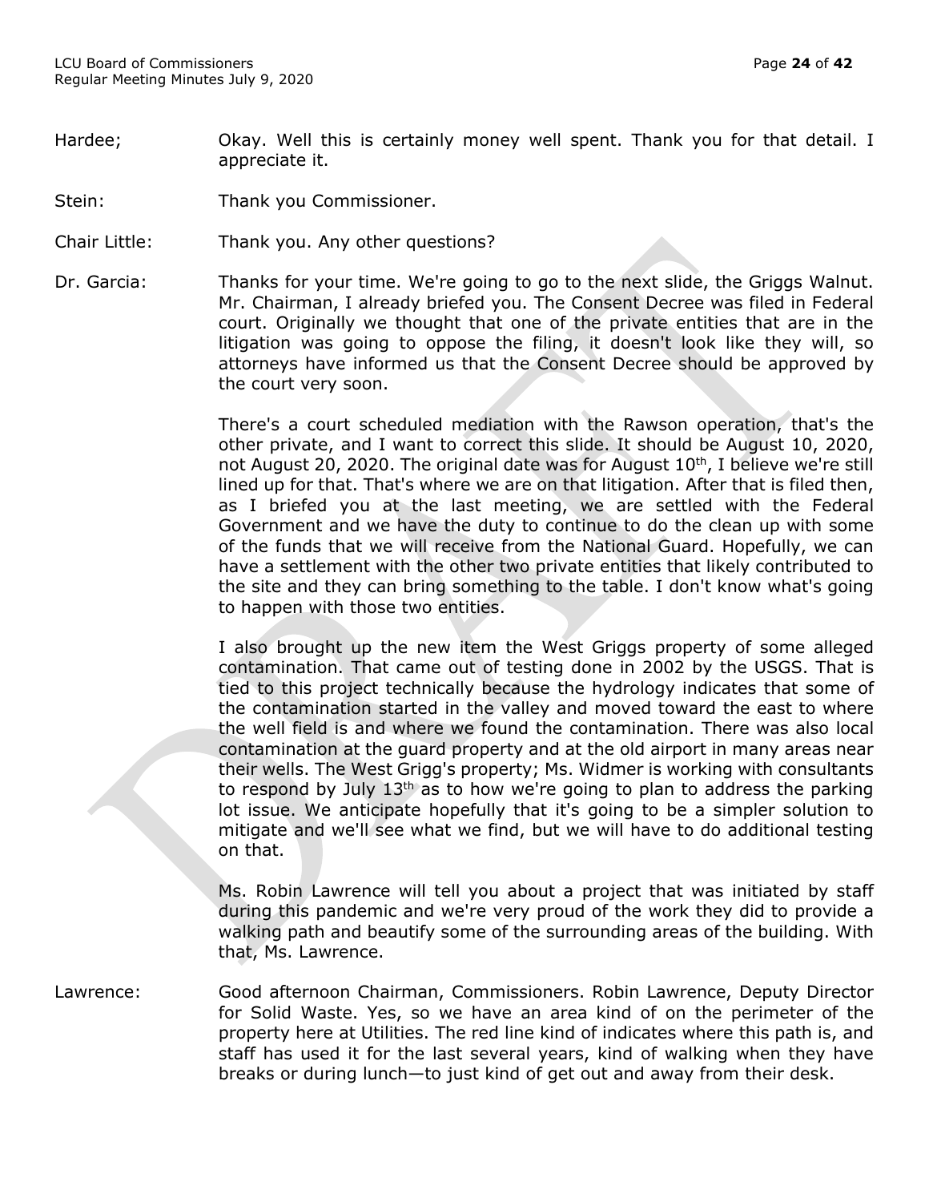Hardee; Okay. Well this is certainly money well spent. Thank you for that detail. I appreciate it.

Stein: Thank you Commissioner.

Chair Little: Thank you. Any other questions?

Dr. Garcia: Thanks for your time. We're going to go to the next slide, the Griggs Walnut. Mr. Chairman, I already briefed you. The Consent Decree was filed in Federal court. Originally we thought that one of the private entities that are in the litigation was going to oppose the filing, it doesn't look like they will, so attorneys have informed us that the Consent Decree should be approved by the court very soon.

There's a court scheduled mediation with the Rawson operation, that's the other private, and I want to correct this slide. It should be August 10, 2020, not August 20, 2020. The original date was for August 10th, I believe we're still lined up for that. That's where we are on that litigation. After that is filed then, as I briefed you at the last meeting, we are settled with the Federal Government and we have the duty to continue to do the clean up with some of the funds that we will receive from the National Guard. Hopefully, we can have a settlement with the other two private entities that likely contributed to the site and they can bring something to the table. I don't know what's going to happen with those two entities.

I also brought up the new item the West Griggs property of some alleged contamination. That came out of testing done in 2002 by the USGS. That is tied to this project technically because the hydrology indicates that some of the contamination started in the valley and moved toward the east to where the well field is and where we found the contamination. There was also local contamination at the guard property and at the old airport in many areas near their wells. The West Grigg's property; Ms. Widmer is working with consultants to respond by July 13th as to how we're going to plan to address the parking lot issue. We anticipate hopefully that it's going to be a simpler solution to mitigate and we'll see what we find, but we will have to do additional testing on that.

Ms. Robin Lawrence will tell you about a project that was initiated by staff during this pandemic and we're very proud of the work they did to provide a walking path and beautify some of the surrounding areas of the building. With that, Ms. Lawrence.

Lawrence: Good afternoon Chairman, Commissioners. Robin Lawrence, Deputy Director for Solid Waste. Yes, so we have an area kind of on the perimeter of the property here at Utilities. The red line kind of indicates where this path is, and staff has used it for the last several years, kind of walking when they have breaks or during lunch—to just kind of get out and away from their desk.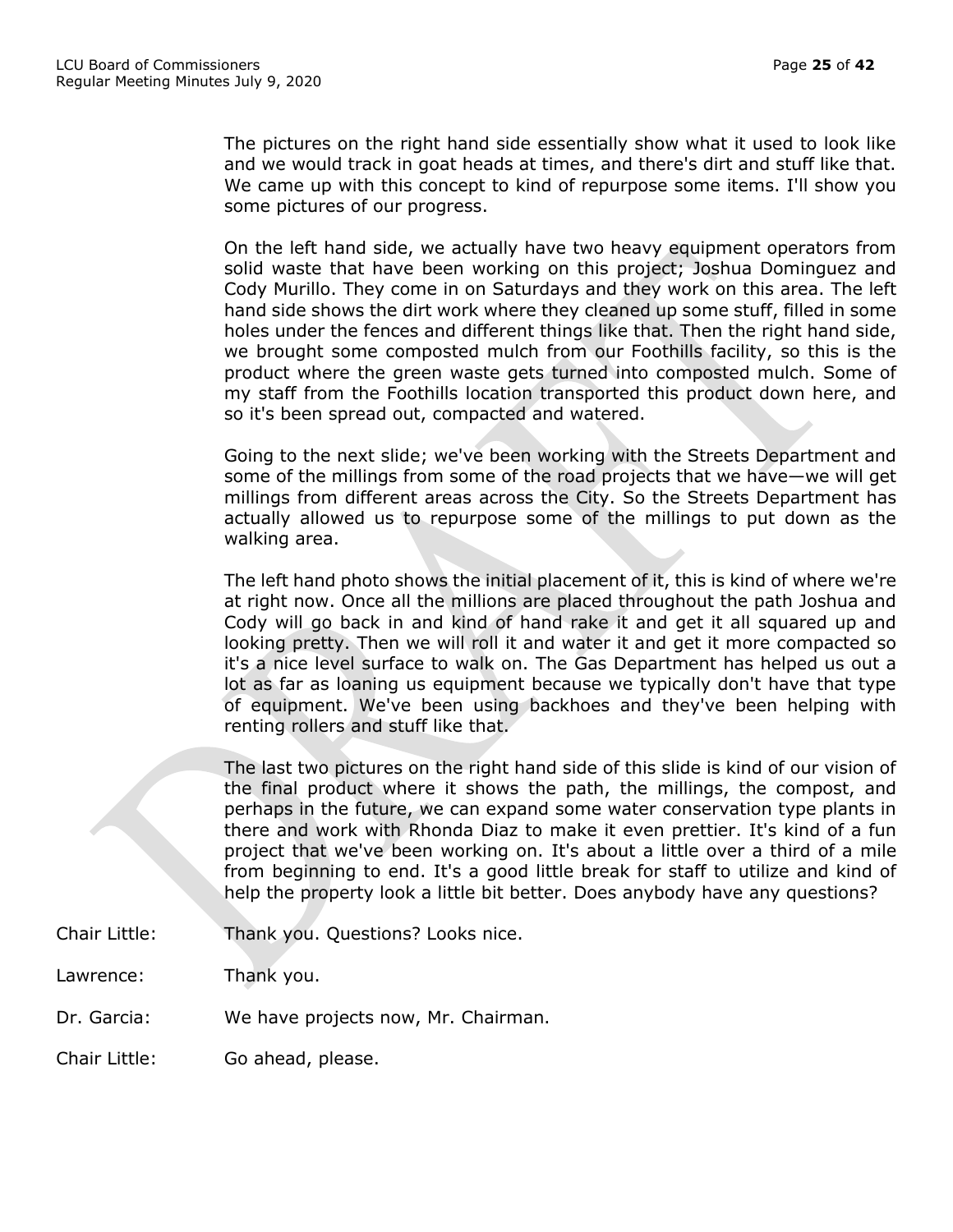The pictures on the right hand side essentially show what it used to look like and we would track in goat heads at times, and there's dirt and stuff like that. We came up with this concept to kind of repurpose some items. I'll show you some pictures of our progress.

On the left hand side, we actually have two heavy equipment operators from solid waste that have been working on this project; Joshua Dominguez and Cody Murillo. They come in on Saturdays and they work on this area. The left hand side shows the dirt work where they cleaned up some stuff, filled in some holes under the fences and different things like that. Then the right hand side, we brought some composted mulch from our Foothills facility, so this is the product where the green waste gets turned into composted mulch. Some of my staff from the Foothills location transported this product down here, and so it's been spread out, compacted and watered.

Going to the next slide; we've been working with the Streets Department and some of the millings from some of the road projects that we have—we will get millings from different areas across the City. So the Streets Department has actually allowed us to repurpose some of the millings to put down as the walking area.

The left hand photo shows the initial placement of it, this is kind of where we're at right now. Once all the millions are placed throughout the path Joshua and Cody will go back in and kind of hand rake it and get it all squared up and looking pretty. Then we will roll it and water it and get it more compacted so it's a nice level surface to walk on. The Gas Department has helped us out a lot as far as loaning us equipment because we typically don't have that type of equipment. We've been using backhoes and they've been helping with renting rollers and stuff like that.

The last two pictures on the right hand side of this slide is kind of our vision of the final product where it shows the path, the millings, the compost, and perhaps in the future, we can expand some water conservation type plants in there and work with Rhonda Diaz to make it even prettier. It's kind of a fun project that we've been working on. It's about a little over a third of a mile from beginning to end. It's a good little break for staff to utilize and kind of help the property look a little bit better. Does anybody have any questions?

Chair Little: Thank you. Questions? Looks nice.

Lawrence: Thank you.

Dr. Garcia: We have projects now, Mr. Chairman.

Chair Little: Go ahead, please.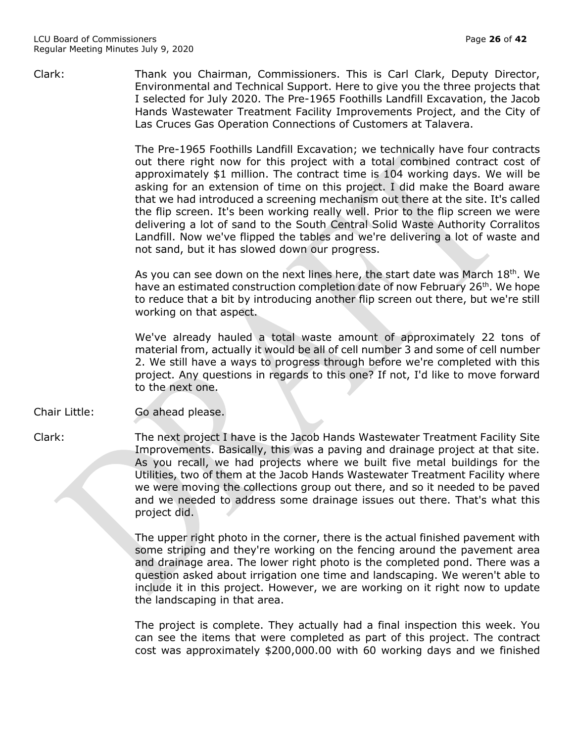Clark: Thank you Chairman, Commissioners. This is Carl Clark, Deputy Director, Environmental and Technical Support. Here to give you the three projects that I selected for July 2020. The Pre-1965 Foothills Landfill Excavation, the Jacob Hands Wastewater Treatment Facility Improvements Project, and the City of Las Cruces Gas Operation Connections of Customers at Talavera.

The Pre-1965 Foothills Landfill Excavation; we technically have four contracts out there right now for this project with a total combined contract cost of approximately $1 million. The contract time is 104 working days. We will be asking for an extension of time on this project. I did make the Board aware that we had introduced a screening mechanism out there at the site. It's called the flip screen. It's been working really well. Prior to the flip screen we were delivering a lot of sand to the South Central Solid Waste Authority Corralitos Landfill. Now we've flipped the tables and we're delivering a lot of waste and not sand, but it has slowed down our progress.

As you can see down on the next lines here, the start date was March 18th. We have an estimated construction completion date of now February 26th. We hope to reduce that a bit by introducing another flip screen out there, but we're still working on that aspect.

We've already hauled a total waste amount of approximately 22 tons of material from, actually it would be all of cell number 3 and some of cell number 2. We still have a ways to progress through before we're completed with this project. Any questions in regards to this one? If not, I'd like to move forward to the next one.

Chair Little: Go ahead please.

Clark: The next project I have is the Jacob Hands Wastewater Treatment Facility Site Improvements. Basically, this was a paving and drainage project at that site. As you recall, we had projects where we built five metal buildings for the Utilities, two of them at the Jacob Hands Wastewater Treatment Facility where we were moving the collections group out there, and so it needed to be paved and we needed to address some drainage issues out there. That's what this project did.

The upper right photo in the corner, there is the actual finished pavement with some striping and they're working on the fencing around the pavement area and drainage area. The lower right photo is the completed pond. There was a question asked about irrigation one time and landscaping. We weren't able to include it in this project. However, we are working on it right now to update the landscaping in that area.

The project is complete. They actually had a final inspection this week. You can see the items that were completed as part of this project. The contract cost was approximately $200,000.00 with 60 working days and we finished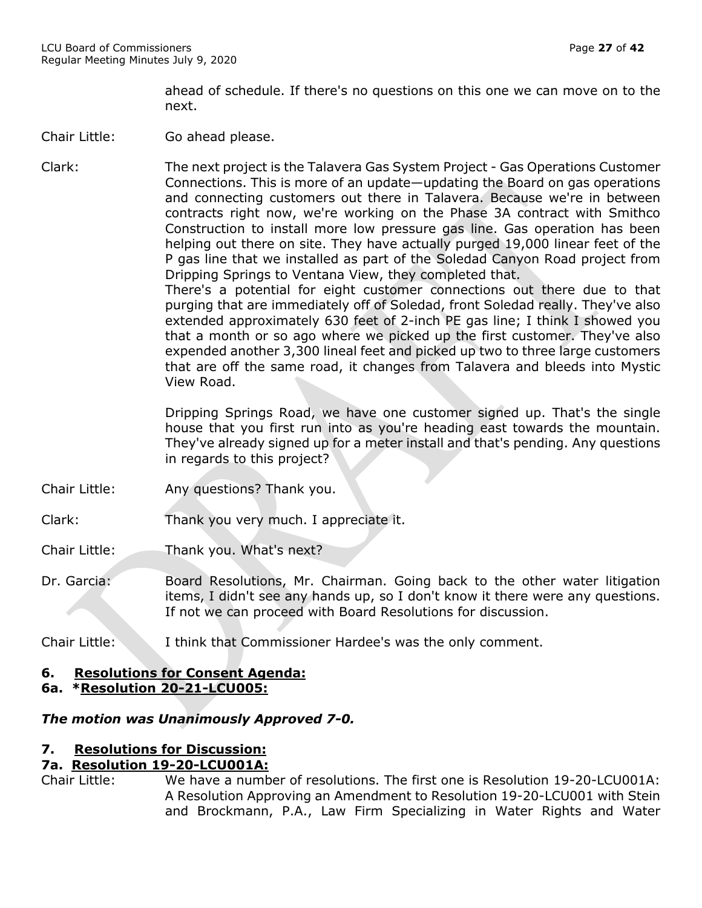ahead of schedule. If there's no questions on this one we can move on to the next.

Chair Little: Go ahead please.

Clark: The next project is the Talavera Gas System Project - Gas Operations Customer Connections. This is more of an update—updating the Board on gas operations and connecting customers out there in Talavera. Because we're in between contracts right now, we're working on the Phase 3A contract with Smithco Construction to install more low pressure gas line. Gas operation has been helping out there on site. They have actually purged 19,000 linear feet of the P gas line that we installed as part of the Soledad Canyon Road project from Dripping Springs to Ventana View, they completed that.
There's a potential for eight customer connections out there due to that purging that are immediately off of Soledad, front Soledad really. They've also extended approximately 630 feet of 2-inch PE gas line; I think I showed you that a month or so ago where we picked up the first customer. They've also expended another 3,300 lineal feet and picked up two to three large customers that are off the same road, it changes from Talavera and bleeds into Mystic View Road.

Dripping Springs Road, we have one customer signed up. That's the single house that you first run into as you're heading east towards the mountain. They've already signed up for a meter install and that's pending. Any questions in regards to this project?

Chair Little: Any questions? Thank you.

Clark: Thank you very much. I appreciate it.

Chair Little: Thank you. What's next?

Dr. Garcia: Board Resolutions, Mr. Chairman. Going back to the other water litigation items, I didn't see any hands up, so I don't know it there were any questions. If not we can proceed with Board Resolutions for discussion.

Chair Little: I think that Commissioner Hardee's was the only comment.

## 6. Resolutions for Consent Agenda:

### 6a. *Resolution 20-21-LCU005:

***The motion was Unanimously Approved 7-0.***

## 7. Resolutions for Discussion:

### 7a. Resolution 19-20-LCU001A:

Chair Little: We have a number of resolutions. The first one is Resolution 19-20-LCU001A: A Resolution Approving an Amendment to Resolution 19-20-LCU001 with Stein and Brockmann, P.A., Law Firm Specializing in Water Rights and Water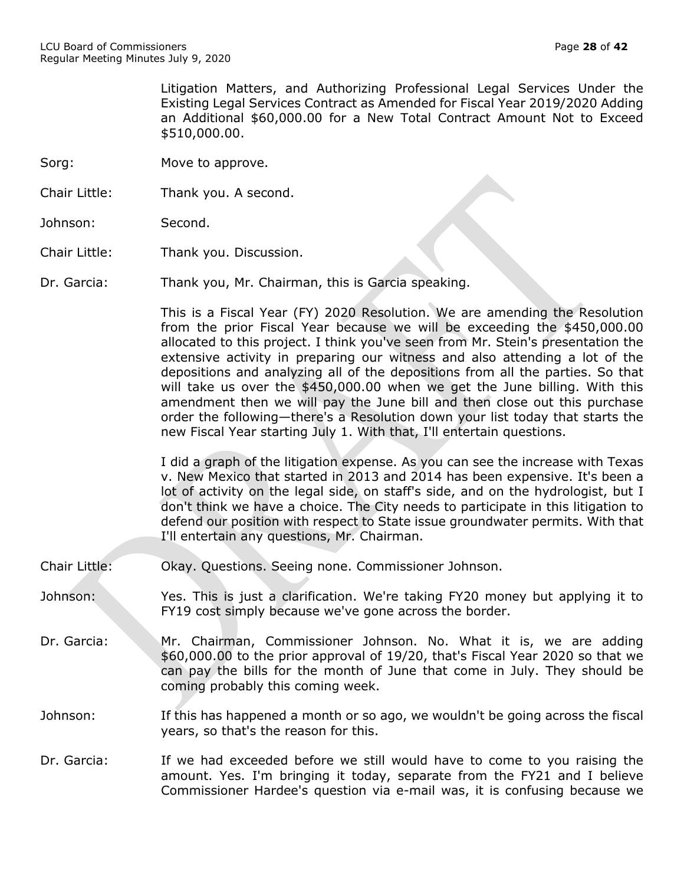Litigation Matters, and Authorizing Professional Legal Services Under the Existing Legal Services Contract as Amended for Fiscal Year 2019/2020 Adding an Additional $60,000.00 for a New Total Contract Amount Not to Exceed $510,000.00.

Sorg: Move to approve.

Chair Little: Thank you. A second.

Johnson: Second.

Chair Little: Thank you. Discussion.

Dr. Garcia: Thank you, Mr. Chairman, this is Garcia speaking.

This is a Fiscal Year (FY) 2020 Resolution. We are amending the Resolution from the prior Fiscal Year because we will be exceeding the $450,000.00 allocated to this project. I think you've seen from Mr. Stein's presentation the extensive activity in preparing our witness and also attending a lot of the depositions and analyzing all of the depositions from all the parties. So that will take us over the $450,000.00 when we get the June billing. With this amendment then we will pay the June bill and then close out this purchase order the following—there's a Resolution down your list today that starts the new Fiscal Year starting July 1. With that, I'll entertain questions.

I did a graph of the litigation expense. As you can see the increase with Texas v. New Mexico that started in 2013 and 2014 has been expensive. It's been a lot of activity on the legal side, on staff's side, and on the hydrologist, but I don't think we have a choice. The City needs to participate in this litigation to defend our position with respect to State issue groundwater permits. With that I'll entertain any questions, Mr. Chairman.

Chair Little: Okay. Questions. Seeing none. Commissioner Johnson.

Johnson: Yes. This is just a clarification. We're taking FY20 money but applying it to FY19 cost simply because we've gone across the border.

Dr. Garcia: Mr. Chairman, Commissioner Johnson. No. What it is, we are adding $60,000.00 to the prior approval of 19/20, that's Fiscal Year 2020 so that we can pay the bills for the month of June that come in July. They should be coming probably this coming week.

Johnson: If this has happened a month or so ago, we wouldn't be going across the fiscal years, so that's the reason for this.

Dr. Garcia: If we had exceeded before we still would have to come to you raising the amount. Yes. I'm bringing it today, separate from the FY21 and I believe Commissioner Hardee's question via e-mail was, it is confusing because we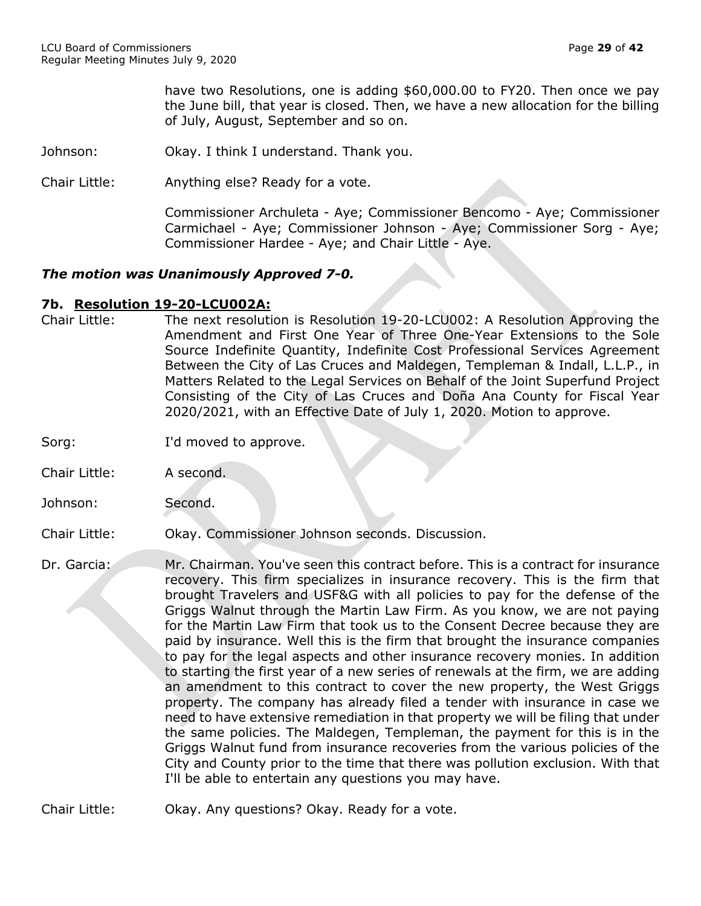have two Resolutions, one is adding $60,000.00 to FY20. Then once we pay the June bill, that year is closed. Then, we have a new allocation for the billing of July, August, September and so on.

Johnson: Okay. I think I understand. Thank you.

Chair Little: Anything else? Ready for a vote.

Commissioner Archuleta - Aye; Commissioner Bencomo - Aye; Commissioner Carmichael - Aye; Commissioner Johnson - Aye; Commissioner Sorg - Aye; Commissioner Hardee - Aye; and Chair Little - Aye.

***The motion was Unanimously Approved 7-0.***

### 7b. Resolution 19-20-LCU002A:

Chair Little: The next resolution is Resolution 19-20-LCU002: A Resolution Approving the Amendment and First One Year of Three One-Year Extensions to the Sole Source Indefinite Quantity, Indefinite Cost Professional Services Agreement Between the City of Las Cruces and Maldegen, Templeman & Indall, L.L.P., in Matters Related to the Legal Services on Behalf of the Joint Superfund Project Consisting of the City of Las Cruces and Doña Ana County for Fiscal Year 2020/2021, with an Effective Date of July 1, 2020. Motion to approve.

Sorg: I'd moved to approve.

Chair Little: A second.

Johnson: Second.

Chair Little: Okay. Commissioner Johnson seconds. Discussion.

Dr. Garcia: Mr. Chairman. You've seen this contract before. This is a contract for insurance recovery. This firm specializes in insurance recovery. This is the firm that brought Travelers and USF&G with all policies to pay for the defense of the Griggs Walnut through the Martin Law Firm. As you know, we are not paying for the Martin Law Firm that took us to the Consent Decree because they are paid by insurance. Well this is the firm that brought the insurance companies to pay for the legal aspects and other insurance recovery monies. In addition to starting the first year of a new series of renewals at the firm, we are adding an amendment to this contract to cover the new property, the West Griggs property. The company has already filed a tender with insurance in case we need to have extensive remediation in that property we will be filing that under the same policies. The Maldegen, Templeman, the payment for this is in the Griggs Walnut fund from insurance recoveries from the various policies of the City and County prior to the time that there was pollution exclusion. With that I'll be able to entertain any questions you may have.

Chair Little: Okay. Any questions? Okay. Ready for a vote.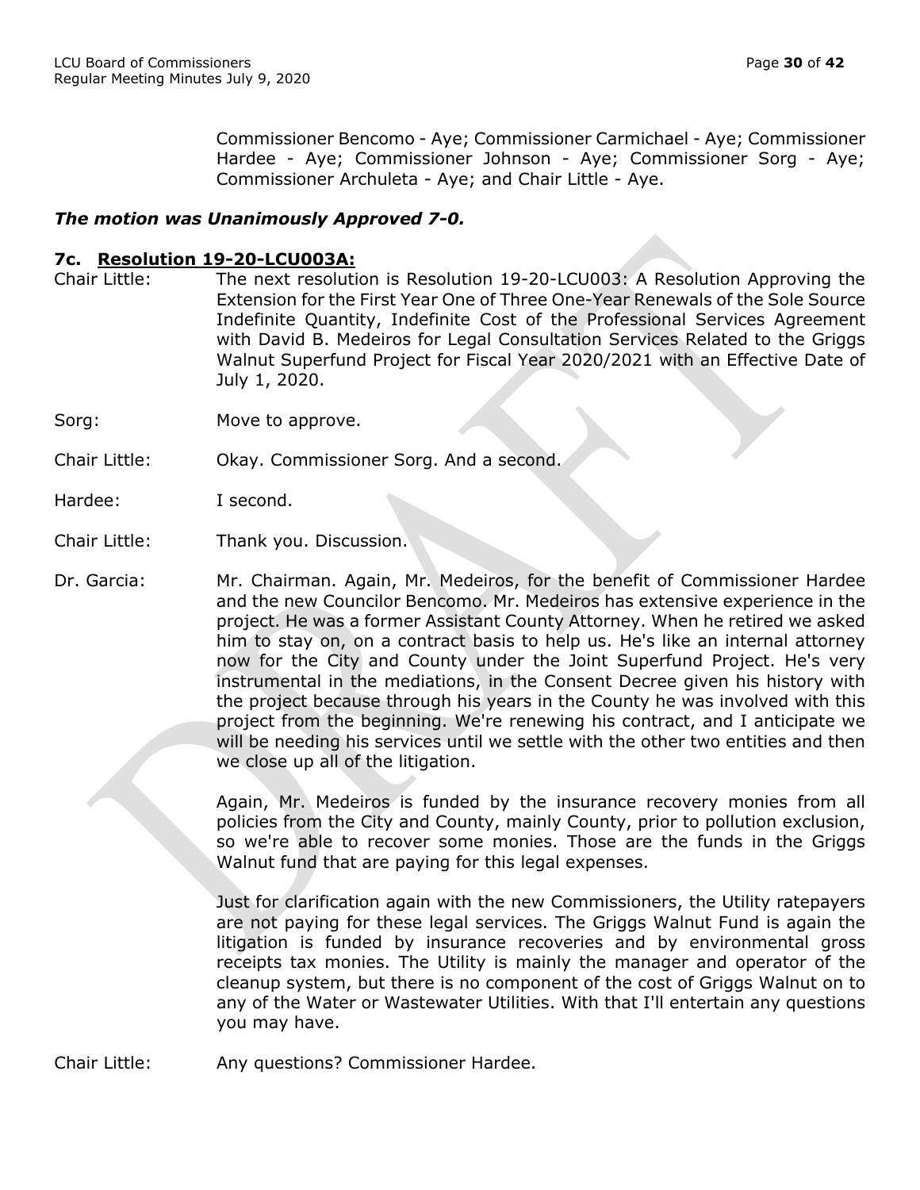Commissioner Bencomo - Aye; Commissioner Carmichael - Aye; Commissioner Hardee - Aye; Commissioner Johnson - Aye; Commissioner Sorg - Aye; Commissioner Archuleta - Aye; and Chair Little - Aye.

***The motion was Unanimously Approved 7-0.***

**7c. <u>Resolution 19-20-LCU003A:</u>**

Chair Little: The next resolution is Resolution 19-20-LCU003: A Resolution Approving the Extension for the First Year One of Three One-Year Renewals of the Sole Source Indefinite Quantity, Indefinite Cost of the Professional Services Agreement with David B. Medeiros for Legal Consultation Services Related to the Griggs Walnut Superfund Project for Fiscal Year 2020/2021 with an Effective Date of July 1, 2020.

Sorg: Move to approve.

Chair Little: Okay. Commissioner Sorg. And a second.

Hardee: I second.

Chair Little: Thank you. Discussion.

Dr. Garcia: Mr. Chairman. Again, Mr. Medeiros, for the benefit of Commissioner Hardee and the new Councilor Bencomo. Mr. Medeiros has extensive experience in the project. He was a former Assistant County Attorney. When he retired we asked him to stay on, on a contract basis to help us. He's like an internal attorney now for the City and County under the Joint Superfund Project. He's very instrumental in the mediations, in the Consent Decree given his history with the project because through his years in the County he was involved with this project from the beginning. We're renewing his contract, and I anticipate we will be needing his services until we settle with the other two entities and then we close up all of the litigation.

Again, Mr. Medeiros is funded by the insurance recovery monies from all policies from the City and County, mainly County, prior to pollution exclusion, so we're able to recover some monies. Those are the funds in the Griggs Walnut fund that are paying for this legal expenses.

Just for clarification again with the new Commissioners, the Utility ratepayers are not paying for these legal services. The Griggs Walnut Fund is again the litigation is funded by insurance recoveries and by environmental gross receipts tax monies. The Utility is mainly the manager and operator of the cleanup system, but there is no component of the cost of Griggs Walnut on to any of the Water or Wastewater Utilities. With that I'll entertain any questions you may have.

Chair Little: Any questions? Commissioner Hardee.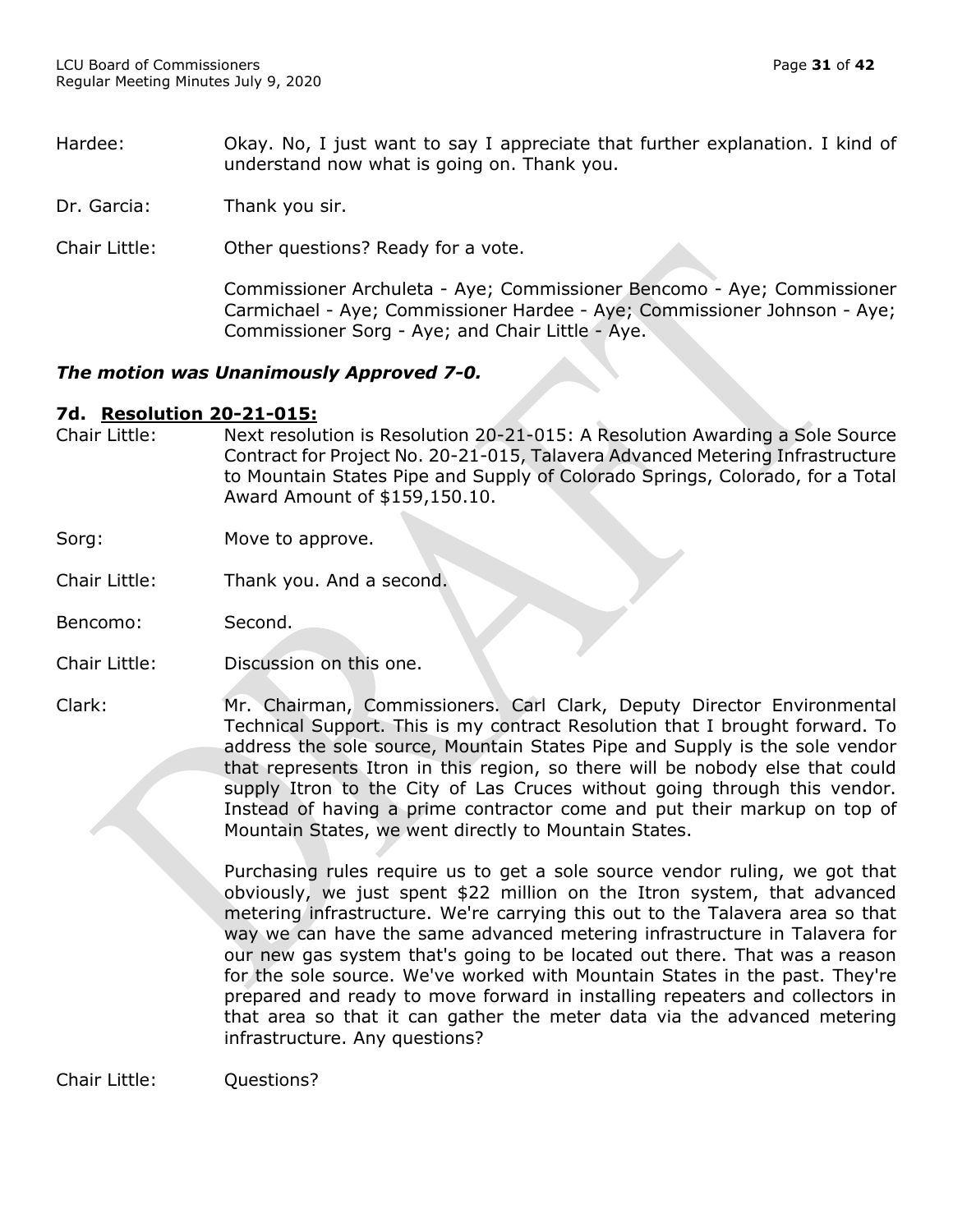Hardee: Okay. No, I just want to say I appreciate that further explanation. I kind of understand now what is going on. Thank you.

Dr. Garcia: Thank you sir.

Chair Little: Other questions? Ready for a vote.

Commissioner Archuleta - Aye; Commissioner Bencomo - Aye; Commissioner Carmichael - Aye; Commissioner Hardee - Aye; Commissioner Johnson - Aye; Commissioner Sorg - Aye; and Chair Little - Aye.

***The motion was Unanimously Approved 7-0.***

### 7d. Resolution 20-21-015:

Chair Little: Next resolution is Resolution 20-21-015: A Resolution Awarding a Sole Source Contract for Project No. 20-21-015, Talavera Advanced Metering Infrastructure to Mountain States Pipe and Supply of Colorado Springs, Colorado, for a Total Award Amount of $159,150.10.

Sorg: Move to approve.

Chair Little: Thank you. And a second.

Bencomo: Second.

Chair Little: Discussion on this one.

Clark: Mr. Chairman, Commissioners. Carl Clark, Deputy Director Environmental Technical Support. This is my contract Resolution that I brought forward. To address the sole source, Mountain States Pipe and Supply is the sole vendor that represents Itron in this region, so there will be nobody else that could supply Itron to the City of Las Cruces without going through this vendor. Instead of having a prime contractor come and put their markup on top of Mountain States, we went directly to Mountain States.

Purchasing rules require us to get a sole source vendor ruling, we got that obviously, we just spent $22 million on the Itron system, that advanced metering infrastructure. We're carrying this out to the Talavera area so that way we can have the same advanced metering infrastructure in Talavera for our new gas system that's going to be located out there. That was a reason for the sole source. We've worked with Mountain States in the past. They're prepared and ready to move forward in installing repeaters and collectors in that area so that it can gather the meter data via the advanced metering infrastructure. Any questions?

Chair Little: Questions?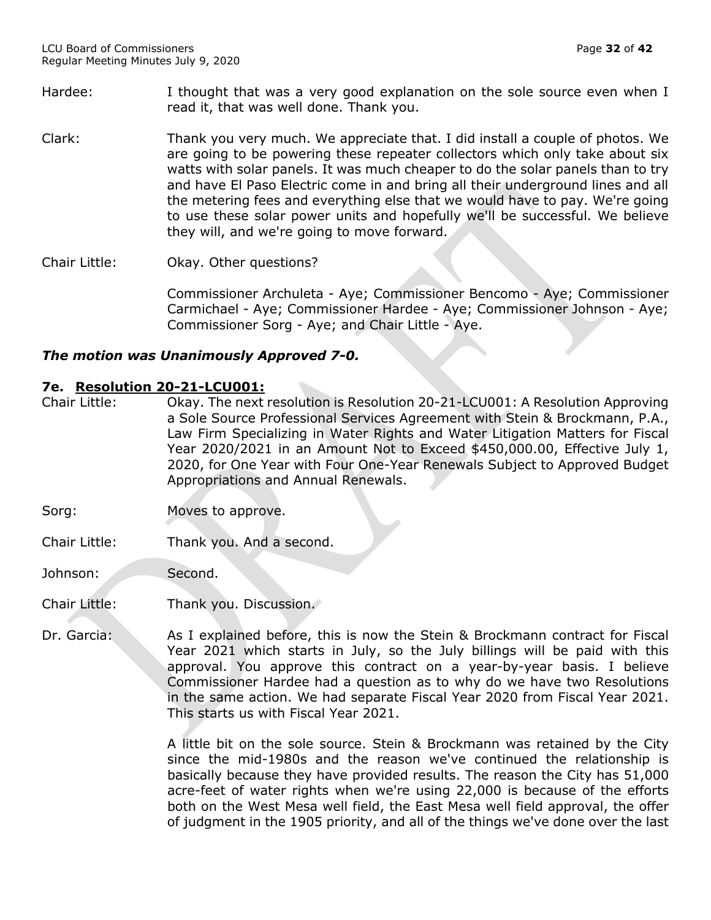Hardee: I thought that was a very good explanation on the sole source even when I read it, that was well done. Thank you.

Clark: Thank you very much. We appreciate that. I did install a couple of photos. We are going to be powering these repeater collectors which only take about six watts with solar panels. It was much cheaper to do the solar panels than to try and have El Paso Electric come in and bring all their underground lines and all the metering fees and everything else that we would have to pay. We're going to use these solar power units and hopefully we'll be successful. We believe they will, and we're going to move forward.

Chair Little: Okay. Other questions?

Commissioner Archuleta - Aye; Commissioner Bencomo - Aye; Commissioner Carmichael - Aye; Commissioner Hardee - Aye; Commissioner Johnson - Aye; Commissioner Sorg - Aye; and Chair Little - Aye.

***The motion was Unanimously Approved 7-0.***

**7e. Resolution 20-21-LCU001:**

Chair Little: Okay. The next resolution is Resolution 20-21-LCU001: A Resolution Approving a Sole Source Professional Services Agreement with Stein & Brockmann, P.A., Law Firm Specializing in Water Rights and Water Litigation Matters for Fiscal Year 2020/2021 in an Amount Not to Exceed $450,000.00, Effective July 1, 2020, for One Year with Four One-Year Renewals Subject to Approved Budget Appropriations and Annual Renewals.

Sorg: Moves to approve.

Chair Little: Thank you. And a second.

Johnson: Second.

Chair Little: Thank you. Discussion.

Dr. Garcia: As I explained before, this is now the Stein & Brockmann contract for Fiscal Year 2021 which starts in July, so the July billings will be paid with this approval. You approve this contract on a year-by-year basis. I believe Commissioner Hardee had a question as to why do we have two Resolutions in the same action. We had separate Fiscal Year 2020 from Fiscal Year 2021. This starts us with Fiscal Year 2021.

A little bit on the sole source. Stein & Brockmann was retained by the City since the mid-1980s and the reason we've continued the relationship is basically because they have provided results. The reason the City has 51,000 acre-feet of water rights when we're using 22,000 is because of the efforts both on the West Mesa well field, the East Mesa well field approval, the offer of judgment in the 1905 priority, and all of the things we've done over the last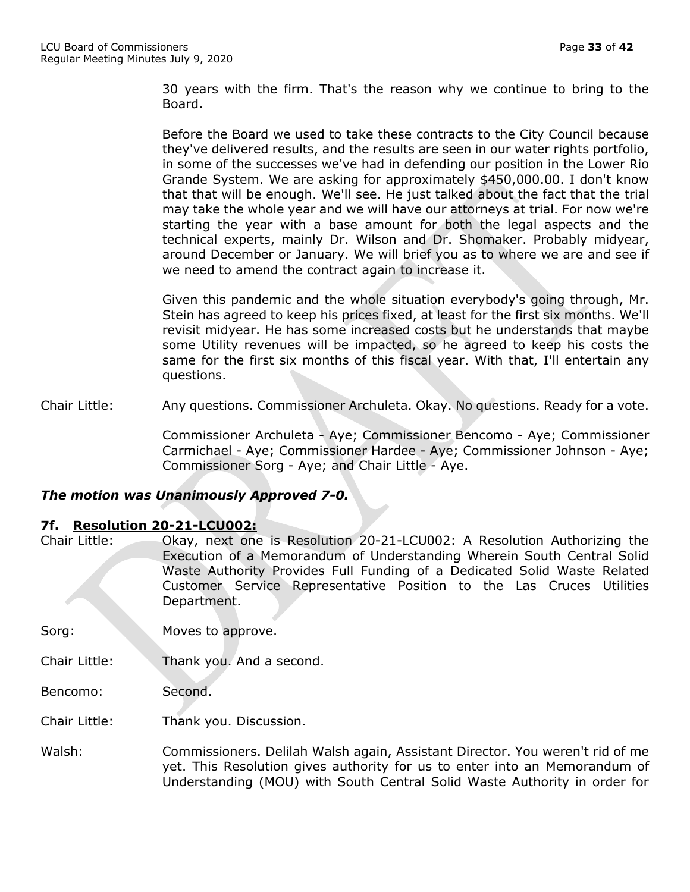30 years with the firm. That's the reason why we continue to bring to the Board.

Before the Board we used to take these contracts to the City Council because they've delivered results, and the results are seen in our water rights portfolio, in some of the successes we've had in defending our position in the Lower Rio Grande System. We are asking for approximately $450,000.00. I don't know that that will be enough. We'll see. He just talked about the fact that the trial may take the whole year and we will have our attorneys at trial. For now we're starting the year with a base amount for both the legal aspects and the technical experts, mainly Dr. Wilson and Dr. Shomaker. Probably midyear, around December or January. We will brief you as to where we are and see if we need to amend the contract again to increase it.

Given this pandemic and the whole situation everybody's going through, Mr. Stein has agreed to keep his prices fixed, at least for the first six months. We'll revisit midyear. He has some increased costs but he understands that maybe some Utility revenues will be impacted, so he agreed to keep his costs the same for the first six months of this fiscal year. With that, I'll entertain any questions.

Chair Little: Any questions. Commissioner Archuleta. Okay. No questions. Ready for a vote.

Commissioner Archuleta - Aye; Commissioner Bencomo - Aye; Commissioner Carmichael - Aye; Commissioner Hardee - Aye; Commissioner Johnson - Aye; Commissioner Sorg - Aye; and Chair Little - Aye.

***The motion was Unanimously Approved 7-0.***

### 7f. Resolution 20-21-LCU002:

Chair Little: Okay, next one is Resolution 20-21-LCU002: A Resolution Authorizing the Execution of a Memorandum of Understanding Wherein South Central Solid Waste Authority Provides Full Funding of a Dedicated Solid Waste Related Customer Service Representative Position to the Las Cruces Utilities Department.

Sorg: Moves to approve.

Chair Little: Thank you. And a second.

Bencomo: Second.

Chair Little: Thank you. Discussion.

Walsh: Commissioners. Delilah Walsh again, Assistant Director. You weren't rid of me yet. This Resolution gives authority for us to enter into an Memorandum of Understanding (MOU) with South Central Solid Waste Authority in order for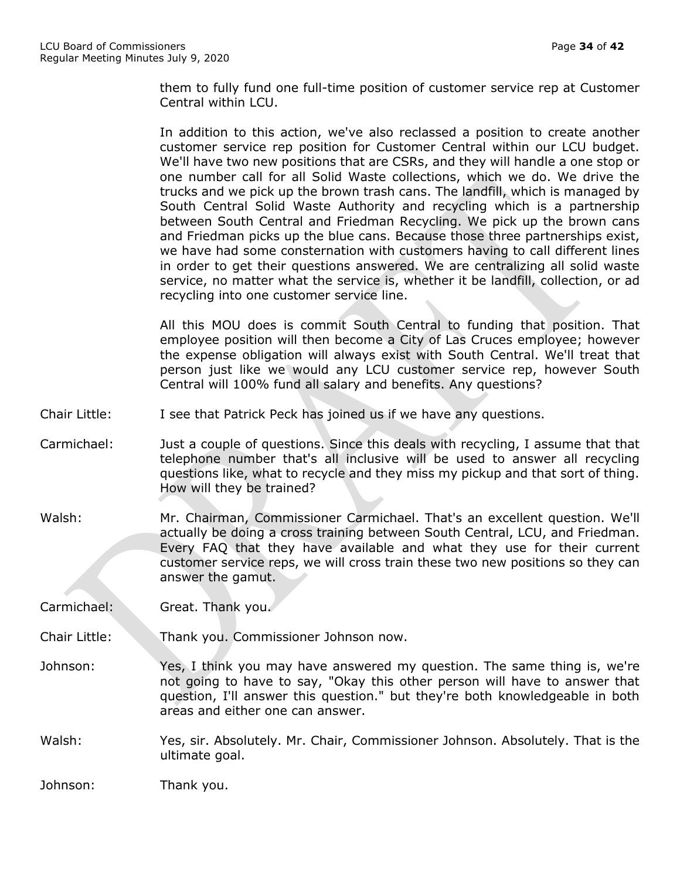them to fully fund one full-time position of customer service rep at Customer Central within LCU.

In addition to this action, we've also reclassed a position to create another customer service rep position for Customer Central within our LCU budget. We'll have two new positions that are CSRs, and they will handle a one stop or one number call for all Solid Waste collections, which we do. We drive the trucks and we pick up the brown trash cans. The landfill, which is managed by South Central Solid Waste Authority and recycling which is a partnership between South Central and Friedman Recycling. We pick up the brown cans and Friedman picks up the blue cans. Because those three partnerships exist, we have had some consternation with customers having to call different lines in order to get their questions answered. We are centralizing all solid waste service, no matter what the service is, whether it be landfill, collection, or ad recycling into one customer service line.

All this MOU does is commit South Central to funding that position. That employee position will then become a City of Las Cruces employee; however the expense obligation will always exist with South Central. We'll treat that person just like we would any LCU customer service rep, however South Central will 100% fund all salary and benefits. Any questions?

Chair Little: I see that Patrick Peck has joined us if we have any questions.

Carmichael: Just a couple of questions. Since this deals with recycling, I assume that that telephone number that's all inclusive will be used to answer all recycling questions like, what to recycle and they miss my pickup and that sort of thing. How will they be trained?

Walsh: Mr. Chairman, Commissioner Carmichael. That's an excellent question. We'll actually be doing a cross training between South Central, LCU, and Friedman. Every FAQ that they have available and what they use for their current customer service reps, we will cross train these two new positions so they can answer the gamut.

Carmichael: Great. Thank you.

Chair Little: Thank you. Commissioner Johnson now.

Johnson: Yes, I think you may have answered my question. The same thing is, we're not going to have to say, "Okay this other person will have to answer that question, I'll answer this question." but they're both knowledgeable in both areas and either one can answer.

Walsh: Yes, sir. Absolutely. Mr. Chair, Commissioner Johnson. Absolutely. That is the ultimate goal.

Johnson: Thank you.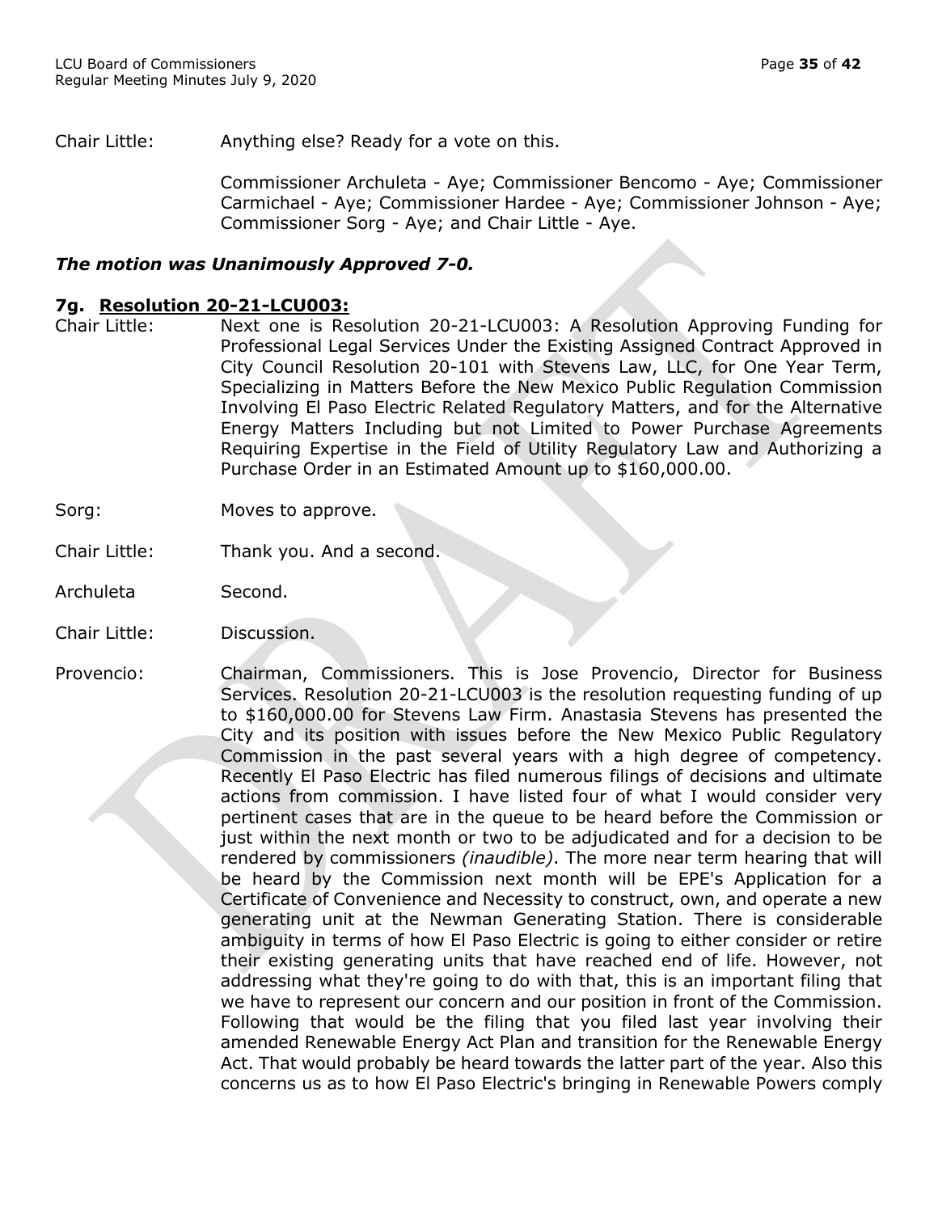Chair Little: Anything else? Ready for a vote on this.

Commissioner Archuleta - Aye; Commissioner Bencomo - Aye; Commissioner Carmichael - Aye; Commissioner Hardee - Aye; Commissioner Johnson - Aye; Commissioner Sorg - Aye; and Chair Little - Aye.

***The motion was Unanimously Approved 7-0.***

### 7g. Resolution 20-21-LCU003:

Chair Little: Next one is Resolution 20-21-LCU003: A Resolution Approving Funding for Professional Legal Services Under the Existing Assigned Contract Approved in City Council Resolution 20-101 with Stevens Law, LLC, for One Year Term, Specializing in Matters Before the New Mexico Public Regulation Commission Involving El Paso Electric Related Regulatory Matters, and for the Alternative Energy Matters Including but not Limited to Power Purchase Agreements Requiring Expertise in the Field of Utility Regulatory Law and Authorizing a Purchase Order in an Estimated Amount up to $160,000.00.

Sorg: Moves to approve.

Chair Little: Thank you. And a second.

Archuleta Second.

Chair Little: Discussion.

Provencio: Chairman, Commissioners. This is Jose Provencio, Director for Business Services. Resolution 20-21-LCU003 is the resolution requesting funding of up to $160,000.00 for Stevens Law Firm. Anastasia Stevens has presented the City and its position with issues before the New Mexico Public Regulatory Commission in the past several years with a high degree of competency. Recently El Paso Electric has filed numerous filings of decisions and ultimate actions from commission. I have listed four of what I would consider very pertinent cases that are in the queue to be heard before the Commission or just within the next month or two to be adjudicated and for a decision to be rendered by commissioners *(inaudible)*. The more near term hearing that will be heard by the Commission next month will be EPE's Application for a Certificate of Convenience and Necessity to construct, own, and operate a new generating unit at the Newman Generating Station. There is considerable ambiguity in terms of how El Paso Electric is going to either consider or retire their existing generating units that have reached end of life. However, not addressing what they're going to do with that, this is an important filing that we have to represent our concern and our position in front of the Commission. Following that would be the filing that you filed last year involving their amended Renewable Energy Act Plan and transition for the Renewable Energy Act. That would probably be heard towards the latter part of the year. Also this concerns us as to how El Paso Electric's bringing in Renewable Powers comply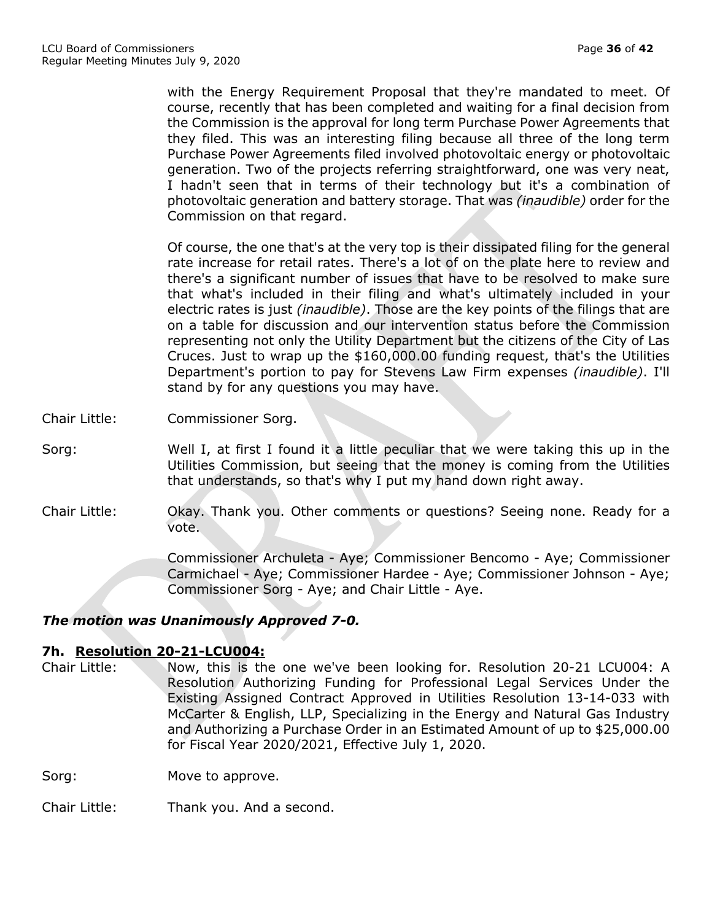with the Energy Requirement Proposal that they're mandated to meet. Of course, recently that has been completed and waiting for a final decision from the Commission is the approval for long term Purchase Power Agreements that they filed. This was an interesting filing because all three of the long term Purchase Power Agreements filed involved photovoltaic energy or photovoltaic generation. Two of the projects referring straightforward, one was very neat, I hadn't seen that in terms of their technology but it's a combination of photovoltaic generation and battery storage. That was *(inaudible)* order for the Commission on that regard.

Of course, the one that's at the very top is their dissipated filing for the general rate increase for retail rates. There's a lot of on the plate here to review and there's a significant number of issues that have to be resolved to make sure that what's included in their filing and what's ultimately included in your electric rates is just *(inaudible)*. Those are the key points of the filings that are on a table for discussion and our intervention status before the Commission representing not only the Utility Department but the citizens of the City of Las Cruces. Just to wrap up the $160,000.00 funding request, that's the Utilities Department's portion to pay for Stevens Law Firm expenses *(inaudible)*. I'll stand by for any questions you may have.

Chair Little: Commissioner Sorg.

Sorg: Well I, at first I found it a little peculiar that we were taking this up in the Utilities Commission, but seeing that the money is coming from the Utilities that understands, so that's why I put my hand down right away.

Chair Little: Okay. Thank you. Other comments or questions? Seeing none. Ready for a vote.

Commissioner Archuleta - Aye; Commissioner Bencomo - Aye; Commissioner Carmichael - Aye; Commissioner Hardee - Aye; Commissioner Johnson - Aye; Commissioner Sorg - Aye; and Chair Little - Aye.

***The motion was Unanimously Approved 7-0.***

### 7h. Resolution 20-21-LCU004:

Chair Little: Now, this is the one we've been looking for. Resolution 20-21 LCU004: A Resolution Authorizing Funding for Professional Legal Services Under the Existing Assigned Contract Approved in Utilities Resolution 13-14-033 with McCarter & English, LLP, Specializing in the Energy and Natural Gas Industry and Authorizing a Purchase Order in an Estimated Amount of up to $25,000.00 for Fiscal Year 2020/2021, Effective July 1, 2020.

Sorg: Move to approve.

Chair Little: Thank you. And a second.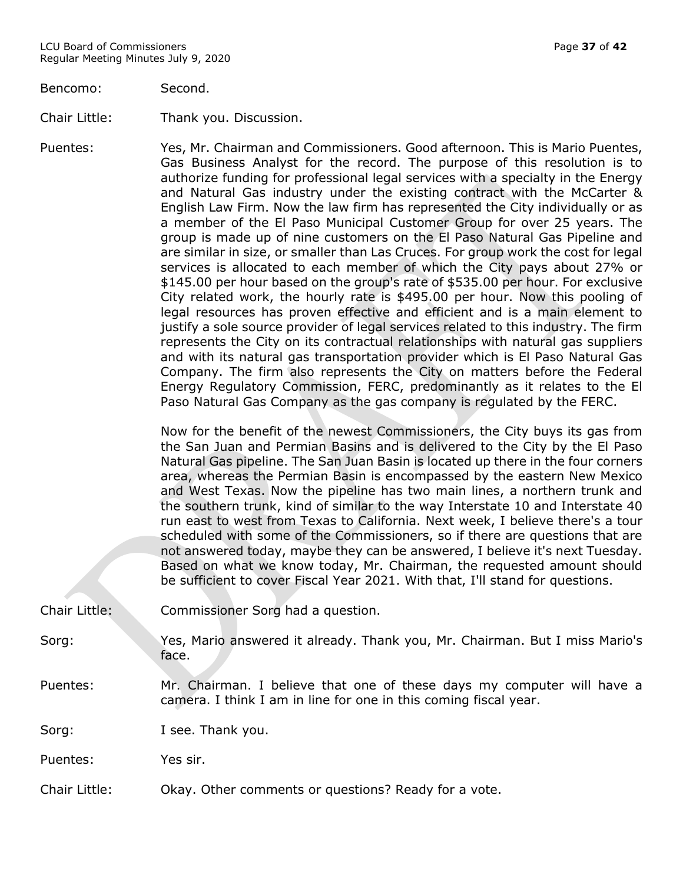Bencomo: Second.

Chair Little: Thank you. Discussion.

Puentes: Yes, Mr. Chairman and Commissioners. Good afternoon. This is Mario Puentes, Gas Business Analyst for the record. The purpose of this resolution is to authorize funding for professional legal services with a specialty in the Energy and Natural Gas industry under the existing contract with the McCarter & English Law Firm. Now the law firm has represented the City individually or as a member of the El Paso Municipal Customer Group for over 25 years. The group is made up of nine customers on the El Paso Natural Gas Pipeline and are similar in size, or smaller than Las Cruces. For group work the cost for legal services is allocated to each member of which the City pays about 27% or $145.00 per hour based on the group's rate of $535.00 per hour. For exclusive City related work, the hourly rate is $495.00 per hour. Now this pooling of legal resources has proven effective and efficient and is a main element to justify a sole source provider of legal services related to this industry. The firm represents the City on its contractual relationships with natural gas suppliers and with its natural gas transportation provider which is El Paso Natural Gas Company. The firm also represents the City on matters before the Federal Energy Regulatory Commission, FERC, predominantly as it relates to the El Paso Natural Gas Company as the gas company is regulated by the FERC.

Now for the benefit of the newest Commissioners, the City buys its gas from the San Juan and Permian Basins and is delivered to the City by the El Paso Natural Gas pipeline. The San Juan Basin is located up there in the four corners area, whereas the Permian Basin is encompassed by the eastern New Mexico and West Texas. Now the pipeline has two main lines, a northern trunk and the southern trunk, kind of similar to the way Interstate 10 and Interstate 40 run east to west from Texas to California. Next week, I believe there's a tour scheduled with some of the Commissioners, so if there are questions that are not answered today, maybe they can be answered, I believe it's next Tuesday. Based on what we know today, Mr. Chairman, the requested amount should be sufficient to cover Fiscal Year 2021. With that, I'll stand for questions.

Chair Little: Commissioner Sorg had a question.

Sorg: Yes, Mario answered it already. Thank you, Mr. Chairman. But I miss Mario's face.

Puentes: Mr. Chairman. I believe that one of these days my computer will have a camera. I think I am in line for one in this coming fiscal year.

Sorg: I see. Thank you.

Puentes: Yes sir.

Chair Little: Okay. Other comments or questions? Ready for a vote.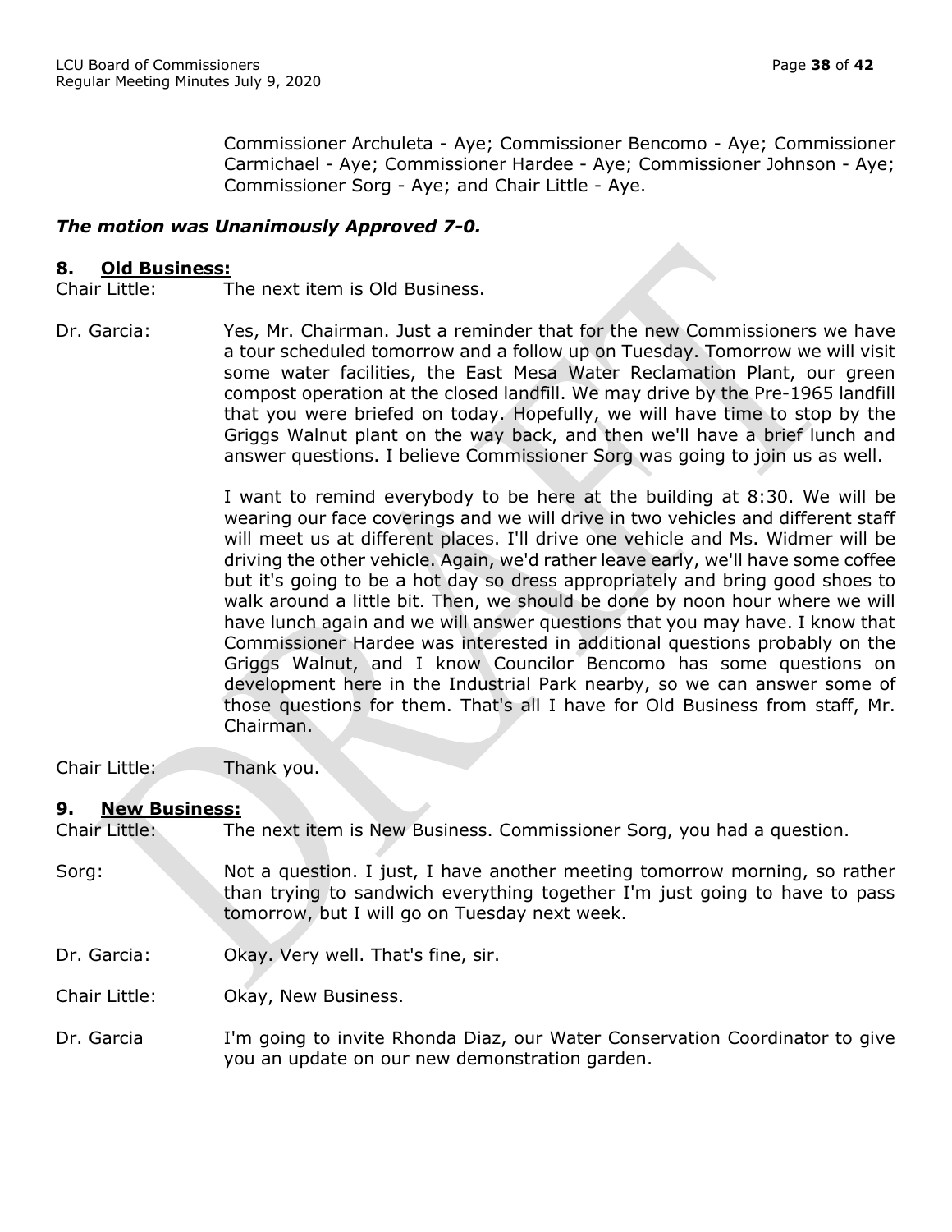Commissioner Archuleta - Aye; Commissioner Bencomo - Aye; Commissioner Carmichael - Aye; Commissioner Hardee - Aye; Commissioner Johnson - Aye; Commissioner Sorg - Aye; and Chair Little - Aye.

***The motion was Unanimously Approved 7-0.***

## 8. <u>Old Business:</u>

Chair Little: The next item is Old Business.

Dr. Garcia: Yes, Mr. Chairman. Just a reminder that for the new Commissioners we have a tour scheduled tomorrow and a follow up on Tuesday. Tomorrow we will visit some water facilities, the East Mesa Water Reclamation Plant, our green compost operation at the closed landfill. We may drive by the Pre-1965 landfill that you were briefed on today. Hopefully, we will have time to stop by the Griggs Walnut plant on the way back, and then we'll have a brief lunch and answer questions. I believe Commissioner Sorg was going to join us as well.

I want to remind everybody to be here at the building at 8:30. We will be wearing our face coverings and we will drive in two vehicles and different staff will meet us at different places. I'll drive one vehicle and Ms. Widmer will be driving the other vehicle. Again, we'd rather leave early, we'll have some coffee but it's going to be a hot day so dress appropriately and bring good shoes to walk around a little bit. Then, we should be done by noon hour where we will have lunch again and we will answer questions that you may have. I know that Commissioner Hardee was interested in additional questions probably on the Griggs Walnut, and I know Councilor Bencomo has some questions on development here in the Industrial Park nearby, so we can answer some of those questions for them. That's all I have for Old Business from staff, Mr. Chairman.

Chair Little: Thank you.

## 9. <u>New Business:</u>

Chair Little: The next item is New Business. Commissioner Sorg, you had a question.

Sorg: Not a question. I just, I have another meeting tomorrow morning, so rather than trying to sandwich everything together I'm just going to have to pass tomorrow, but I will go on Tuesday next week.

Dr. Garcia: Okay. Very well. That's fine, sir.

Chair Little: Okay, New Business.

Dr. Garcia I'm going to invite Rhonda Diaz, our Water Conservation Coordinator to give you an update on our new demonstration garden.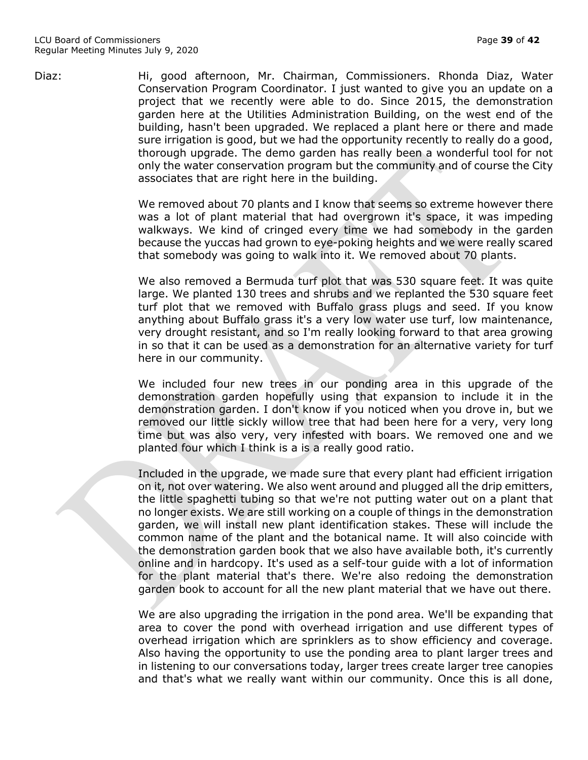Diaz: Hi, good afternoon, Mr. Chairman, Commissioners. Rhonda Diaz, Water Conservation Program Coordinator. I just wanted to give you an update on a project that we recently were able to do. Since 2015, the demonstration garden here at the Utilities Administration Building, on the west end of the building, hasn't been upgraded. We replaced a plant here or there and made sure irrigation is good, but we had the opportunity recently to really do a good, thorough upgrade. The demo garden has really been a wonderful tool for not only the water conservation program but the community and of course the City associates that are right here in the building.

We removed about 70 plants and I know that seems so extreme however there was a lot of plant material that had overgrown it's space, it was impeding walkways. We kind of cringed every time we had somebody in the garden because the yuccas had grown to eye-poking heights and we were really scared that somebody was going to walk into it. We removed about 70 plants.

We also removed a Bermuda turf plot that was 530 square feet. It was quite large. We planted 130 trees and shrubs and we replanted the 530 square feet turf plot that we removed with Buffalo grass plugs and seed. If you know anything about Buffalo grass it's a very low water use turf, low maintenance, very drought resistant, and so I'm really looking forward to that area growing in so that it can be used as a demonstration for an alternative variety for turf here in our community.

We included four new trees in our ponding area in this upgrade of the demonstration garden hopefully using that expansion to include it in the demonstration garden. I don't know if you noticed when you drove in, but we removed our little sickly willow tree that had been here for a very, very long time but was also very, very infested with boars. We removed one and we planted four which I think is a is a really good ratio.

Included in the upgrade, we made sure that every plant had efficient irrigation on it, not over watering. We also went around and plugged all the drip emitters, the little spaghetti tubing so that we're not putting water out on a plant that no longer exists. We are still working on a couple of things in the demonstration garden, we will install new plant identification stakes. These will include the common name of the plant and the botanical name. It will also coincide with the demonstration garden book that we also have available both, it's currently online and in hardcopy. It's used as a self-tour guide with a lot of information for the plant material that's there. We're also redoing the demonstration garden book to account for all the new plant material that we have out there.

We are also upgrading the irrigation in the pond area. We'll be expanding that area to cover the pond with overhead irrigation and use different types of overhead irrigation which are sprinklers as to show efficiency and coverage. Also having the opportunity to use the ponding area to plant larger trees and in listening to our conversations today, larger trees create larger tree canopies and that's what we really want within our community. Once this is all done,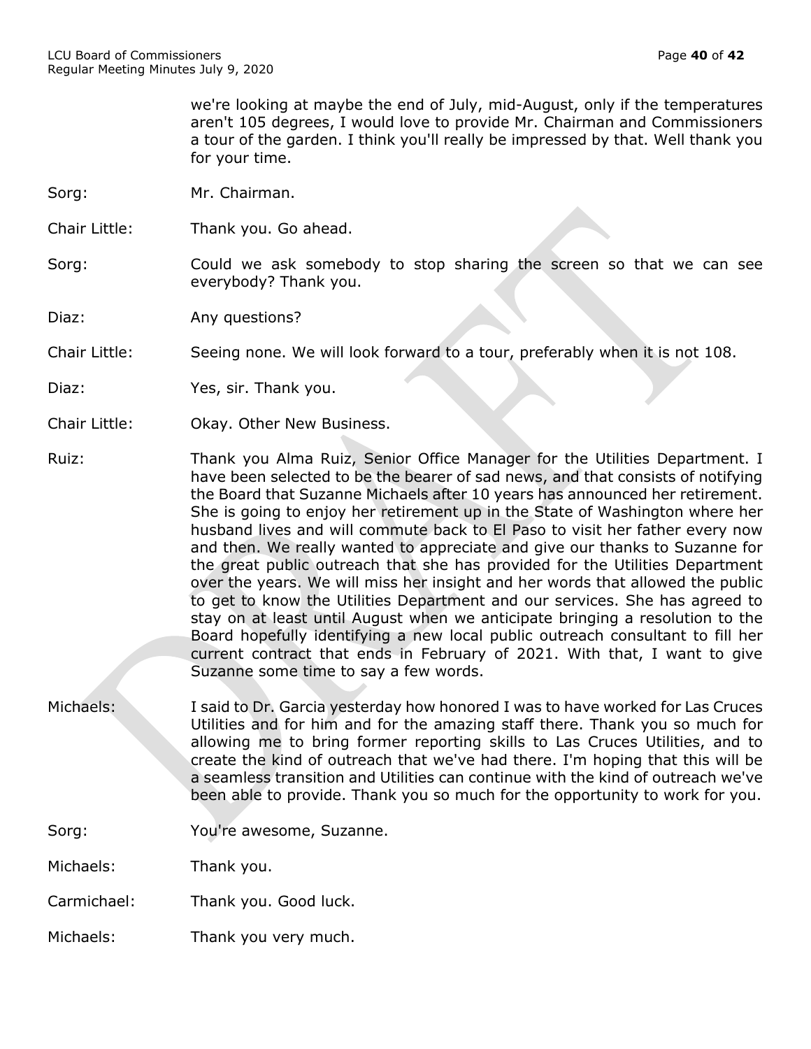we're looking at maybe the end of July, mid-August, only if the temperatures aren't 105 degrees, I would love to provide Mr. Chairman and Commissioners a tour of the garden. I think you'll really be impressed by that. Well thank you for your time.

Sorg: Mr. Chairman.

Chair Little: Thank you. Go ahead.

Sorg: Could we ask somebody to stop sharing the screen so that we can see everybody? Thank you.

Diaz: Any questions?

Chair Little: Seeing none. We will look forward to a tour, preferably when it is not 108.

Diaz: Yes, sir. Thank you.

Chair Little: Okay. Other New Business.

Ruiz: Thank you Alma Ruiz, Senior Office Manager for the Utilities Department. I have been selected to be the bearer of sad news, and that consists of notifying the Board that Suzanne Michaels after 10 years has announced her retirement. She is going to enjoy her retirement up in the State of Washington where her husband lives and will commute back to El Paso to visit her father every now and then. We really wanted to appreciate and give our thanks to Suzanne for the great public outreach that she has provided for the Utilities Department over the years. We will miss her insight and her words that allowed the public to get to know the Utilities Department and our services. She has agreed to stay on at least until August when we anticipate bringing a resolution to the Board hopefully identifying a new local public outreach consultant to fill her current contract that ends in February of 2021. With that, I want to give Suzanne some time to say a few words.

Michaels: I said to Dr. Garcia yesterday how honored I was to have worked for Las Cruces Utilities and for him and for the amazing staff there. Thank you so much for allowing me to bring former reporting skills to Las Cruces Utilities, and to create the kind of outreach that we've had there. I'm hoping that this will be a seamless transition and Utilities can continue with the kind of outreach we've been able to provide. Thank you so much for the opportunity to work for you.

Sorg: You're awesome, Suzanne.

Michaels: Thank you.

Carmichael: Thank you. Good luck.

Michaels: Thank you very much.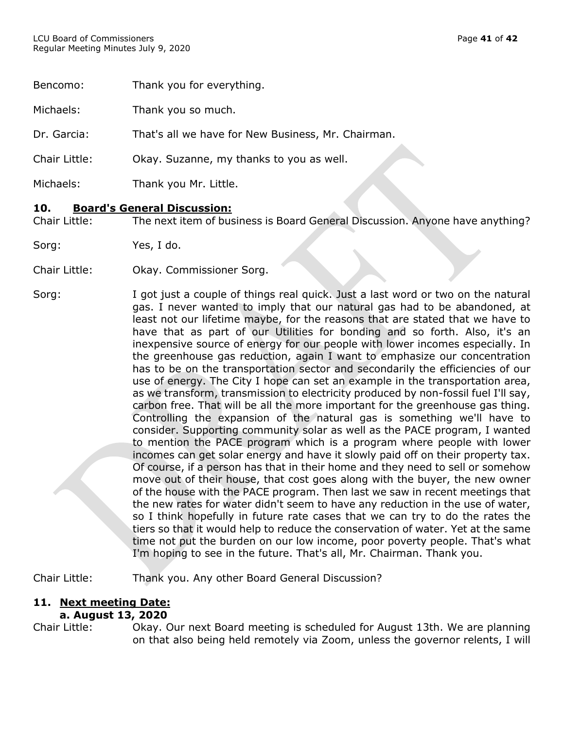Bencomo: Thank you for everything.

Michaels: Thank you so much.

Dr. Garcia: That's all we have for New Business, Mr. Chairman.

Chair Little: Okay. Suzanne, my thanks to you as well.

Michaels: Thank you Mr. Little.

## 10. **Board's General Discussion:**

Chair Little: The next item of business is Board General Discussion. Anyone have anything?

Sorg: Yes, I do.

Chair Little: Okay. Commissioner Sorg.

Sorg: I got just a couple of things real quick. Just a last word or two on the natural gas. I never wanted to imply that our natural gas had to be abandoned, at least not our lifetime maybe, for the reasons that are stated that we have to have that as part of our Utilities for bonding and so forth. Also, it's an inexpensive source of energy for our people with lower incomes especially. In the greenhouse gas reduction, again I want to emphasize our concentration has to be on the transportation sector and secondarily the efficiencies of our use of energy. The City I hope can set an example in the transportation area, as we transform, transmission to electricity produced by non-fossil fuel I'll say, carbon free. That will be all the more important for the greenhouse gas thing. Controlling the expansion of the natural gas is something we'll have to consider. Supporting community solar as well as the PACE program, I wanted to mention the PACE program which is a program where people with lower incomes can get solar energy and have it slowly paid off on their property tax. Of course, if a person has that in their home and they need to sell or somehow move out of their house, that cost goes along with the buyer, the new owner of the house with the PACE program. Then last we saw in recent meetings that the new rates for water didn't seem to have any reduction in the use of water, so I think hopefully in future rate cases that we can try to do the rates the tiers so that it would help to reduce the conservation of water. Yet at the same time not put the burden on our low income, poor poverty people. That's what I'm hoping to see in the future. That's all, Mr. Chairman. Thank you.

Chair Little: Thank you. Any other Board General Discussion?

## 11. **Next meeting Date:**

### a. August 13, 2020

Chair Little: Okay. Our next Board meeting is scheduled for August 13th. We are planning on that also being held remotely via Zoom, unless the governor relents, I will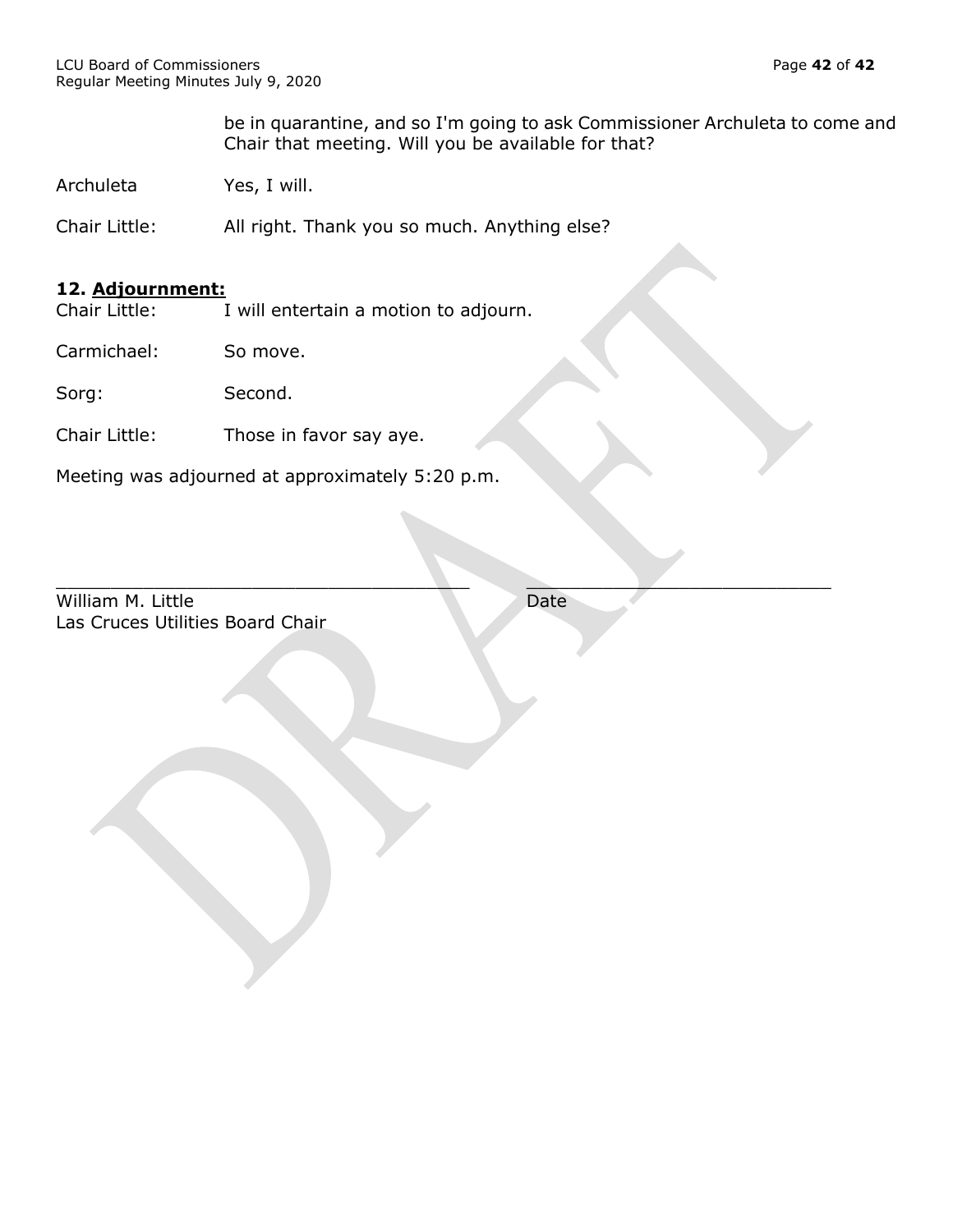be in quarantine, and so I'm going to ask Commissioner Archuleta to come and Chair that meeting. Will you be available for that?

Archuleta Yes, I will.

Chair Little: All right. Thank you so much. Anything else?

**12. Adjournment:**

Chair Little: I will entertain a motion to adjourn.

Carmichael: So move.

Sorg: Second.

Chair Little: Those in favor say aye.

Meeting was adjourned at approximately 5:20 p.m.

\_\_\_\_\_\_\_\_\_\_\_\_\_\_\_\_\_\_\_\_\_\_\_\_\_\_\_\_\_\_\_\_\_\_\_\_\_\_ \_\_\_\_\_\_\_\_\_\_\_\_\_\_\_\_\_\_\_\_\_\_\_\_\_\_\_\_\_\_

William M. Little Date

Las Cruces Utilities Board Chair

DRAFT